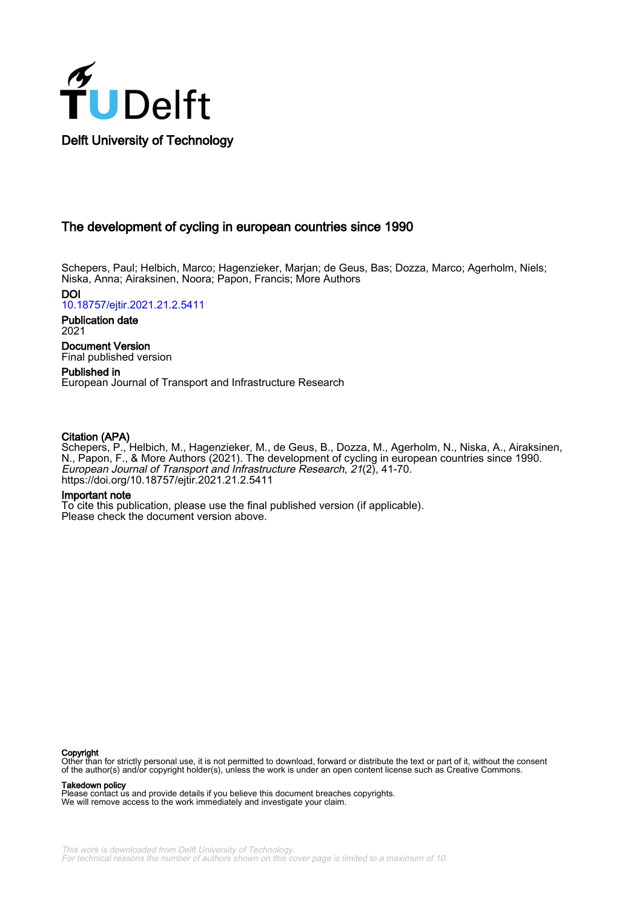Delft University of Technology

# The development of cycling in european countries since 1990

Schepers, Paul; Helbich, Marco; Hagenzieker, Marjan; de Geus, Bas; Dozza, Marco; Agerholm, Niels; Niska, Anna; Airaksinen, Noora; Papon, Francis; More Authors

**DOI**
10.18757/ejtir.2021.21.2.5411

**Publication date**
2021

**Document Version**
Final published version

**Published in**
European Journal of Transport and Infrastructure Research

**Citation (APA)**
Schepers, P., Helbich, M., Hagenzieker, M., de Geus, B., Dozza, M., Agerholm, N., Niska, A., Airaksinen, N., Papon, F., & More Authors (2021). The development of cycling in european countries since 1990. *European Journal of Transport and Infrastructure Research*, *21*(2), 41-70. https://doi.org/10.18757/ejtir.2021.21.2.5411

**Important note**
To cite this publication, please use the final published version (if applicable).
Please check the document version above.

**Copyright**
Other than for strictly personal use, it is not permitted to download, forward or distribute the text or part of it, without the consent of the author(s) and/or copyright holder(s), unless the work is under an open content license such as Creative Commons.

**Takedown policy**
Please contact us and provide details if you believe this document breaches copyrights.
We will remove access to the work immediately and investigate your claim.

This work is downloaded from Delft University of Technology.
For technical reasons the number of authors shown on this cover page is limited to a maximum of 10.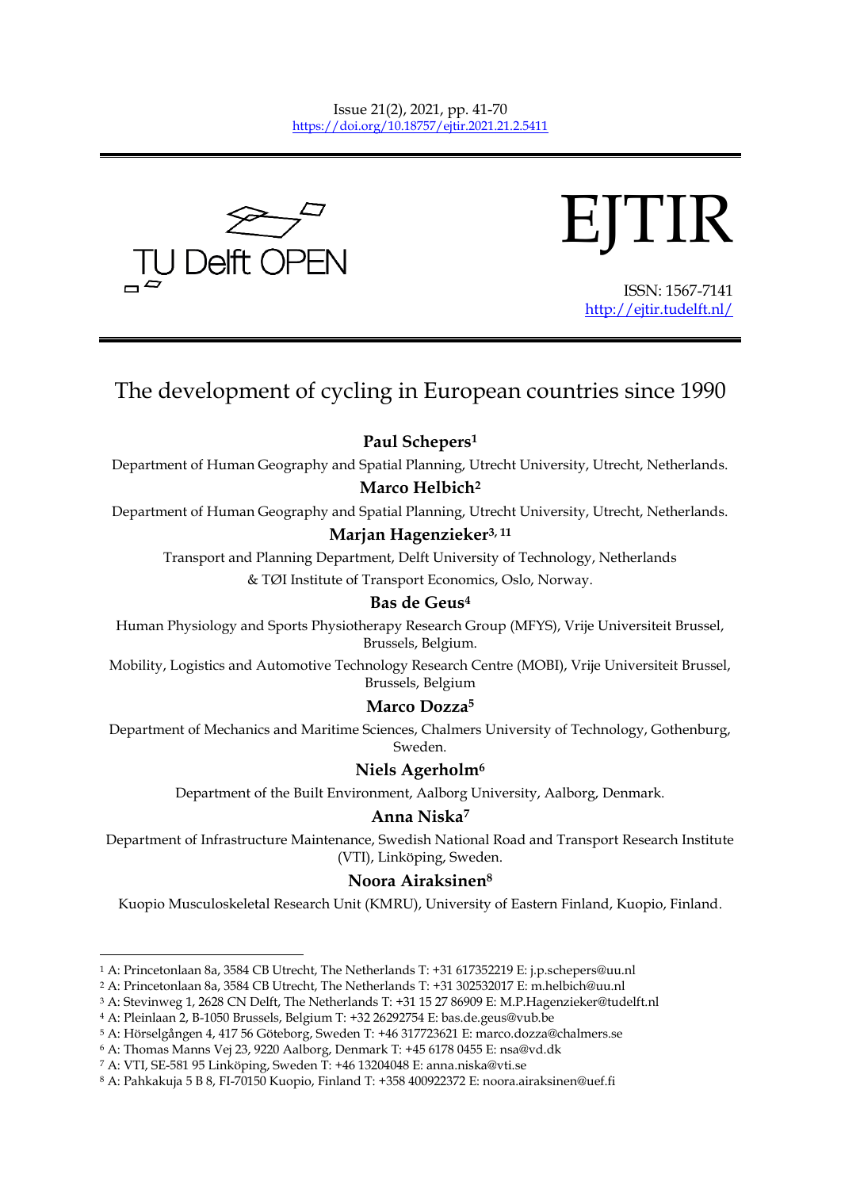# The development of cycling in European countries since 1990

**Paul Schepers[1]**

Department of Human Geography and Spatial Planning, Utrecht University, Utrecht, Netherlands.

**Marco Helbich[2]**

Department of Human Geography and Spatial Planning, Utrecht University, Utrecht, Netherlands.

**Marjan Hagenzieker[3, 11]**

Transport and Planning Department, Delft University of Technology, Netherlands & TØI Institute of Transport Economics, Oslo, Norway.

**Bas de Geus[4]**

Human Physiology and Sports Physiotherapy Research Group (MFYS), Vrije Universiteit Brussel, Brussels, Belgium.

Mobility, Logistics and Automotive Technology Research Centre (MOBI), Vrije Universiteit Brussel, Brussels, Belgium

**Marco Dozza[5]**

Department of Mechanics and Maritime Sciences, Chalmers University of Technology, Gothenburg, Sweden.

**Niels Agerholm[6]**

Department of the Built Environment, Aalborg University, Aalborg, Denmark.

**Anna Niska[7]**

Department of Infrastructure Maintenance, Swedish National Road and Transport Research Institute (VTI), Linköping, Sweden.

**Noora Airaksinen[8]**

Kuopio Musculoskeletal Research Unit (KMRU), University of Eastern Finland, Kuopio, Finland.

---

[1] A: Princetonlaan 8a, 3584 CB Utrecht, The Netherlands T: +31 617352219 E: j.p.schepers@uu.nl

[2] A: Princetonlaan 8a, 3584 CB Utrecht, The Netherlands T: +31 302532017 E: m.helbich@uu.nl

[3] A: Stevinweg 1, 2628 CN Delft, The Netherlands T: +31 15 27 86909 E: M.P.Hagenzieker@tudelft.nl

[4] A: Pleinlaan 2, B-1050 Brussels, Belgium T: +32 26292754 E: bas.de.geus@vub.be

[5] A: Hörselgången 4, 417 56 Göteborg, Sweden T: +46 317723621 E: marco.dozza@chalmers.se

[6] A: Thomas Manns Vej 23, 9220 Aalborg, Denmark T: +45 6178 0455 E: nsa@vd.dk

[7] A: VTI, SE-581 95 Linköping, Sweden T: +46 13204048 E: anna.niska@vti.se

[8] A: Pahkakuja 5 B 8, FI-70150 Kuopio, Finland T: +358 400922372 E: noora.airaksinen@uef.fi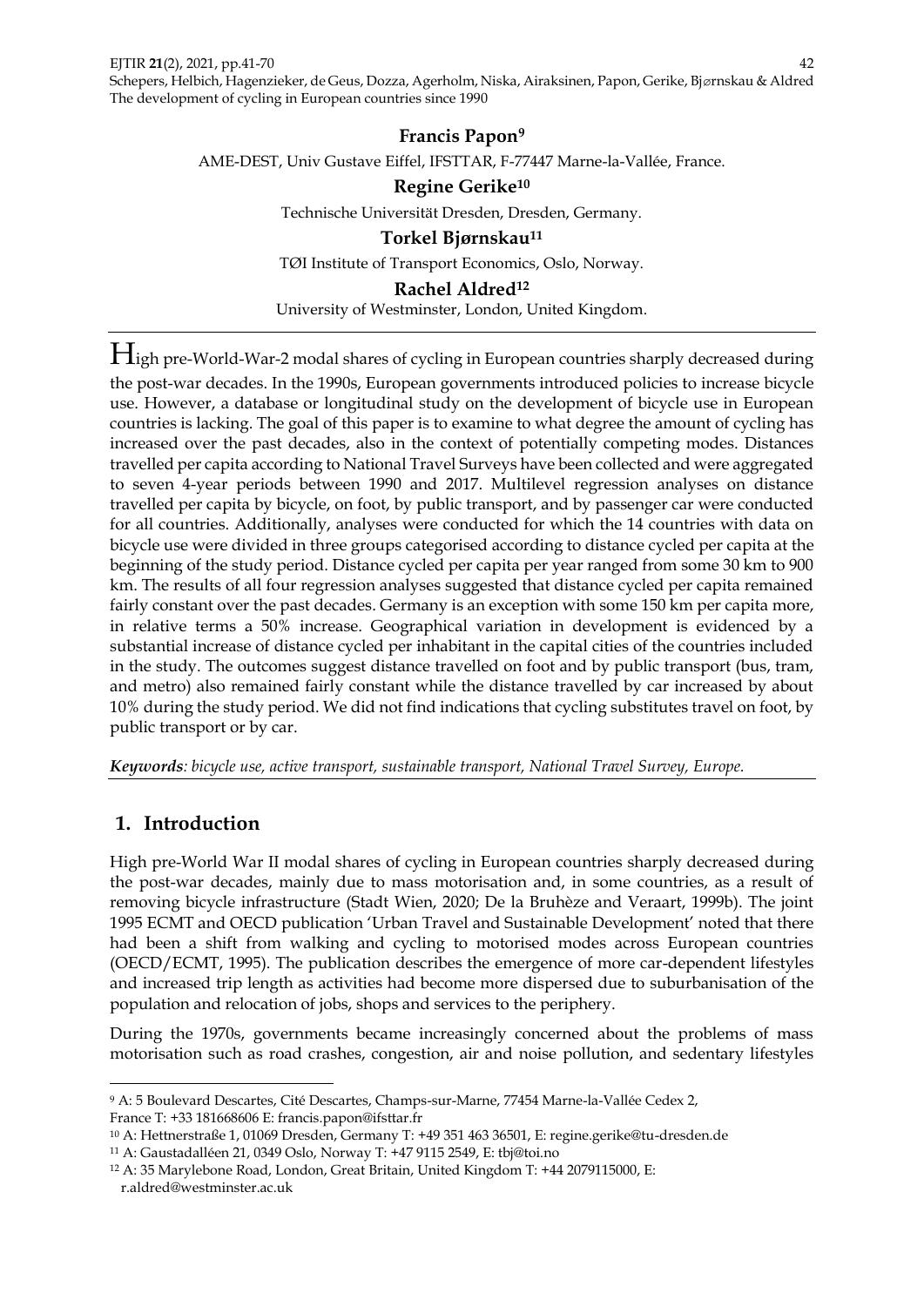**Francis Papon**[9]

AME-DEST, Univ Gustave Eiffel, IFSTTAR, F-77447 Marne-la-Vallée, France.

**Regine Gerike**[10]

Technische Universität Dresden, Dresden, Germany.

**Torkel Bjørnskau**[11]

TØI Institute of Transport Economics, Oslo, Norway.

**Rachel Aldred**[12]

University of Westminster, London, United Kingdom.

High pre-World-War-2 modal shares of cycling in European countries sharply decreased during the post-war decades. In the 1990s, European governments introduced policies to increase bicycle use. However, a database or longitudinal study on the development of bicycle use in European countries is lacking. The goal of this paper is to examine to what degree the amount of cycling has increased over the past decades, also in the context of potentially competing modes. Distances travelled per capita according to National Travel Surveys have been collected and were aggregated to seven 4-year periods between 1990 and 2017. Multilevel regression analyses on distance travelled per capita by bicycle, on foot, by public transport, and by passenger car were conducted for all countries. Additionally, analyses were conducted for which the 14 countries with data on bicycle use were divided in three groups categorised according to distance cycled per capita at the beginning of the study period. Distance cycled per capita per year ranged from some 30 km to 900 km. The results of all four regression analyses suggested that distance cycled per capita remained fairly constant over the past decades. Germany is an exception with some 150 km per capita more, in relative terms a 50% increase. Geographical variation in development is evidenced by a substantial increase of distance cycled per inhabitant in the capital cities of the countries included in the study. The outcomes suggest distance travelled on foot and by public transport (bus, tram, and metro) also remained fairly constant while the distance travelled by car increased by about 10% during the study period. We did not find indications that cycling substitutes travel on foot, by public transport or by car.

***Keywords**: bicycle use, active transport, sustainable transport, National Travel Survey, Europe.*

## 1. Introduction

High pre-World War II modal shares of cycling in European countries sharply decreased during the post-war decades, mainly due to mass motorisation and, in some countries, as a result of removing bicycle infrastructure (Stadt Wien, 2020; De la Bruhèze and Veraart, 1999b). The joint 1995 ECMT and OECD publication 'Urban Travel and Sustainable Development' noted that there had been a shift from walking and cycling to motorised modes across European countries (OECD/ECMT, 1995). The publication describes the emergence of more car-dependent lifestyles and increased trip length as activities had become more dispersed due to suburbanisation of the population and relocation of jobs, shops and services to the periphery.

During the 1970s, governments became increasingly concerned about the problems of mass motorisation such as road crashes, congestion, air and noise pollution, and sedentary lifestyles

---

[9] A: 5 Boulevard Descartes, Cité Descartes, Champs-sur-Marne, 77454 Marne-la-Vallée Cedex 2, France T: +33 181668606 E: francis.papon@ifsttar.fr

[10] A: Hettnerstraße 1, 01069 Dresden, Germany T: +49 351 463 36501, E: regine.gerike@tu-dresden.de

[11] A: Gaustadalléen 21, 0349 Oslo, Norway T: +47 9115 2549, E: tbj@toi.no

[12] A: 35 Marylebone Road, London, Great Britain, United Kingdom T: +44 2079115000, E: r.aldred@westminster.ac.uk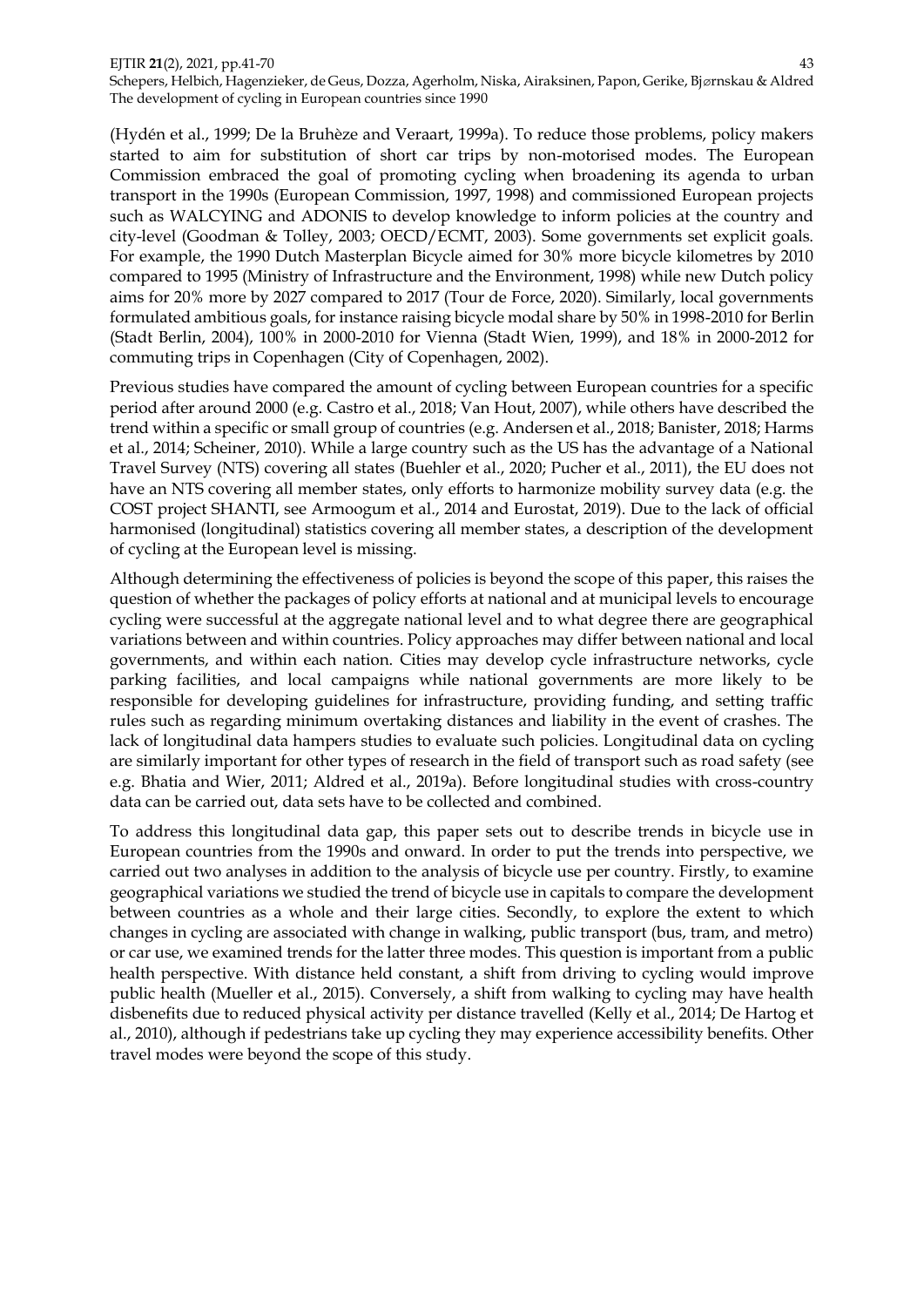(Hydén et al., 1999; De la Bruhèze and Veraart, 1999a). To reduce those problems, policy makers started to aim for substitution of short car trips by non-motorised modes. The European Commission embraced the goal of promoting cycling when broadening its agenda to urban transport in the 1990s (European Commission, 1997, 1998) and commissioned European projects such as WALCYING and ADONIS to develop knowledge to inform policies at the country and city-level (Goodman & Tolley, 2003; OECD/ECMT, 2003). Some governments set explicit goals. For example, the 1990 Dutch Masterplan Bicycle aimed for 30% more bicycle kilometres by 2010 compared to 1995 (Ministry of Infrastructure and the Environment, 1998) while new Dutch policy aims for 20% more by 2027 compared to 2017 (Tour de Force, 2020). Similarly, local governments formulated ambitious goals, for instance raising bicycle modal share by 50% in 1998-2010 for Berlin (Stadt Berlin, 2004), 100% in 2000-2010 for Vienna (Stadt Wien, 1999), and 18% in 2000-2012 for commuting trips in Copenhagen (City of Copenhagen, 2002).

Previous studies have compared the amount of cycling between European countries for a specific period after around 2000 (e.g. Castro et al., 2018; Van Hout, 2007), while others have described the trend within a specific or small group of countries (e.g. Andersen et al., 2018; Banister, 2018; Harms et al., 2014; Scheiner, 2010). While a large country such as the US has the advantage of a National Travel Survey (NTS) covering all states (Buehler et al., 2020; Pucher et al., 2011), the EU does not have an NTS covering all member states, only efforts to harmonize mobility survey data (e.g. the COST project SHANTI, see Armoogum et al., 2014 and Eurostat, 2019). Due to the lack of official harmonised (longitudinal) statistics covering all member states, a description of the development of cycling at the European level is missing.

Although determining the effectiveness of policies is beyond the scope of this paper, this raises the question of whether the packages of policy efforts at national and at municipal levels to encourage cycling were successful at the aggregate national level and to what degree there are geographical variations between and within countries. Policy approaches may differ between national and local governments, and within each nation. Cities may develop cycle infrastructure networks, cycle parking facilities, and local campaigns while national governments are more likely to be responsible for developing guidelines for infrastructure, providing funding, and setting traffic rules such as regarding minimum overtaking distances and liability in the event of crashes. The lack of longitudinal data hampers studies to evaluate such policies. Longitudinal data on cycling are similarly important for other types of research in the field of transport such as road safety (see e.g. Bhatia and Wier, 2011; Aldred et al., 2019a). Before longitudinal studies with cross-country data can be carried out, data sets have to be collected and combined.

To address this longitudinal data gap, this paper sets out to describe trends in bicycle use in European countries from the 1990s and onward. In order to put the trends into perspective, we carried out two analyses in addition to the analysis of bicycle use per country. Firstly, to examine geographical variations we studied the trend of bicycle use in capitals to compare the development between countries as a whole and their large cities. Secondly, to explore the extent to which changes in cycling are associated with change in walking, public transport (bus, tram, and metro) or car use, we examined trends for the latter three modes. This question is important from a public health perspective. With distance held constant, a shift from driving to cycling would improve public health (Mueller et al., 2015). Conversely, a shift from walking to cycling may have health disbenefits due to reduced physical activity per distance travelled (Kelly et al., 2014; De Hartog et al., 2010), although if pedestrians take up cycling they may experience accessibility benefits. Other travel modes were beyond the scope of this study.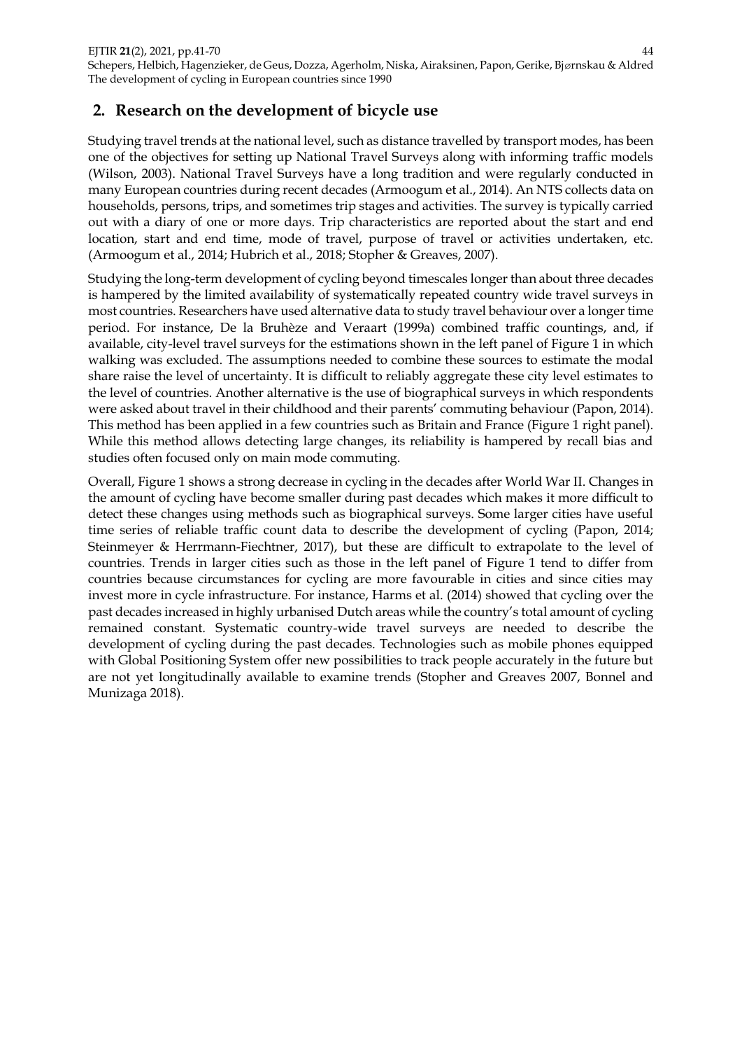## 2. Research on the development of bicycle use

Studying travel trends at the national level, such as distance travelled by transport modes, has been one of the objectives for setting up National Travel Surveys along with informing traffic models (Wilson, 2003). National Travel Surveys have a long tradition and were regularly conducted in many European countries during recent decades (Armoogum et al., 2014). An NTS collects data on households, persons, trips, and sometimes trip stages and activities. The survey is typically carried out with a diary of one or more days. Trip characteristics are reported about the start and end location, start and end time, mode of travel, purpose of travel or activities undertaken, etc. (Armoogum et al., 2014; Hubrich et al., 2018; Stopher & Greaves, 2007).

Studying the long-term development of cycling beyond timescales longer than about three decades is hampered by the limited availability of systematically repeated country wide travel surveys in most countries. Researchers have used alternative data to study travel behaviour over a longer time period. For instance, De la Bruhèze and Veraart (1999a) combined traffic countings, and, if available, city-level travel surveys for the estimations shown in the left panel of Figure 1 in which walking was excluded. The assumptions needed to combine these sources to estimate the modal share raise the level of uncertainty. It is difficult to reliably aggregate these city level estimates to the level of countries. Another alternative is the use of biographical surveys in which respondents were asked about travel in their childhood and their parents' commuting behaviour (Papon, 2014). This method has been applied in a few countries such as Britain and France (Figure 1 right panel). While this method allows detecting large changes, its reliability is hampered by recall bias and studies often focused only on main mode commuting.

Overall, Figure 1 shows a strong decrease in cycling in the decades after World War II. Changes in the amount of cycling have become smaller during past decades which makes it more difficult to detect these changes using methods such as biographical surveys. Some larger cities have useful time series of reliable traffic count data to describe the development of cycling (Papon, 2014; Steinmeyer & Herrmann-Fiechtner, 2017), but these are difficult to extrapolate to the level of countries. Trends in larger cities such as those in the left panel of Figure 1 tend to differ from countries because circumstances for cycling are more favourable in cities and since cities may invest more in cycle infrastructure. For instance, Harms et al. (2014) showed that cycling over the past decades increased in highly urbanised Dutch areas while the country's total amount of cycling remained constant. Systematic country-wide travel surveys are needed to describe the development of cycling during the past decades. Technologies such as mobile phones equipped with Global Positioning System offer new possibilities to track people accurately in the future but are not yet longitudinally available to examine trends (Stopher and Greaves 2007, Bonnel and Munizaga 2018).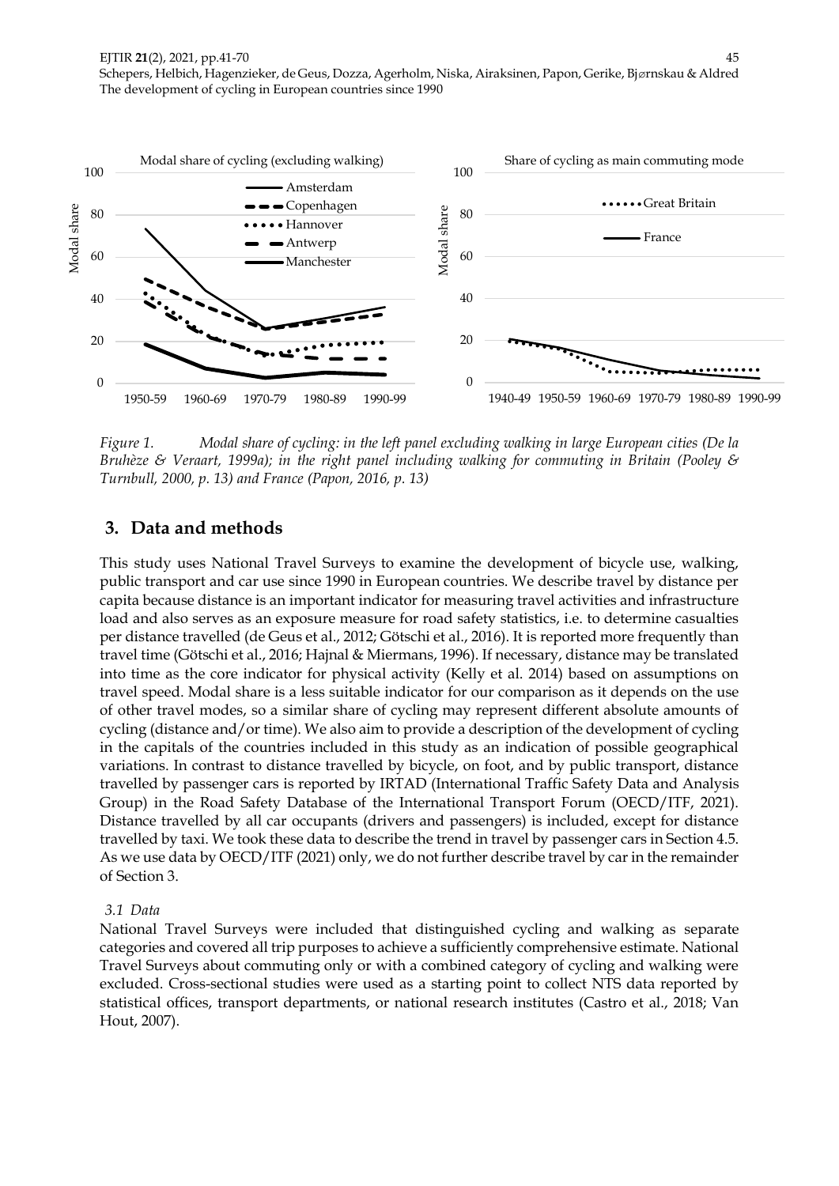*Figure 1. Modal share of cycling: in the left panel excluding walking in large European cities (De la Bruhèze & Veraart, 1999a); in the right panel including walking for commuting in Britain (Pooley & Turnbull, 2000, p. 13) and France (Papon, 2016, p. 13)*

## 3. Data and methods

This study uses National Travel Surveys to examine the development of bicycle use, walking, public transport and car use since 1990 in European countries. We describe travel by distance per capita because distance is an important indicator for measuring travel activities and infrastructure load and also serves as an exposure measure for road safety statistics, i.e. to determine casualties per distance travelled (de Geus et al., 2012; Götschi et al., 2016). It is reported more frequently than travel time (Götschi et al., 2016; Hajnal & Miermans, 1996). If necessary, distance may be translated into time as the core indicator for physical activity (Kelly et al. 2014) based on assumptions on travel speed. Modal share is a less suitable indicator for our comparison as it depends on the use of other travel modes, so a similar share of cycling may represent different absolute amounts of cycling (distance and/or time). We also aim to provide a description of the development of cycling in the capitals of the countries included in this study as an indication of possible geographical variations. In contrast to distance travelled by bicycle, on foot, and by public transport, distance travelled by passenger cars is reported by IRTAD (International Traffic Safety Data and Analysis Group) in the Road Safety Database of the International Transport Forum (OECD/ITF, 2021). Distance travelled by all car occupants (drivers and passengers) is included, except for distance travelled by taxi. We took these data to describe the trend in travel by passenger cars in Section 4.5. As we use data by OECD/ITF (2021) only, we do not further describe travel by car in the remainder of Section 3.

### 3.1 Data

National Travel Surveys were included that distinguished cycling and walking as separate categories and covered all trip purposes to achieve a sufficiently comprehensive estimate. National Travel Surveys about commuting only or with a combined category of cycling and walking were excluded. Cross-sectional studies were used as a starting point to collect NTS data reported by statistical offices, transport departments, or national research institutes (Castro et al., 2018; Van Hout, 2007).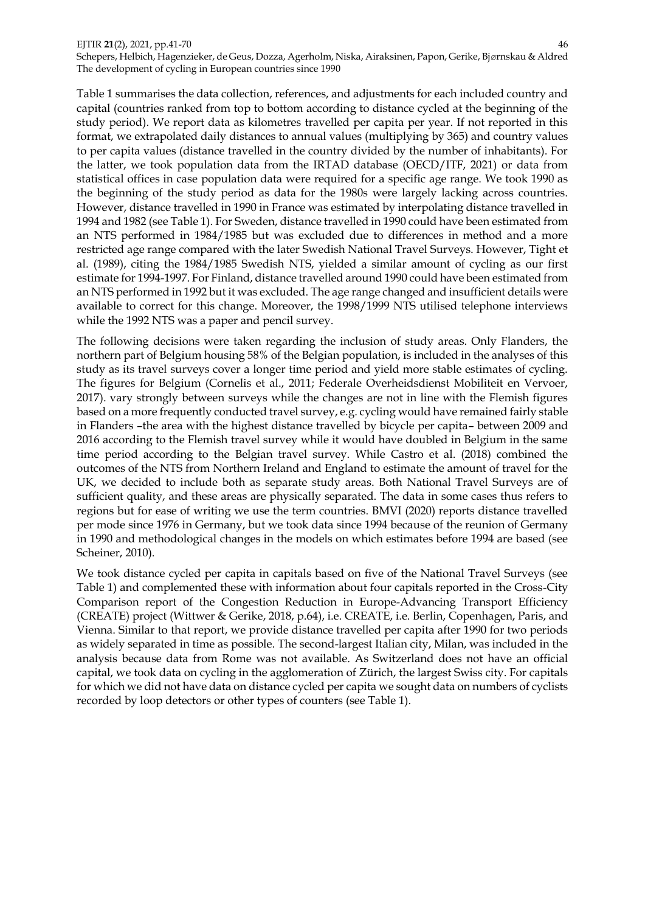Table 1 summarises the data collection, references, and adjustments for each included country and capital (countries ranked from top to bottom according to distance cycled at the beginning of the study period). We report data as kilometres travelled per capita per year. If not reported in this format, we extrapolated daily distances to annual values (multiplying by 365) and country values to per capita values (distance travelled in the country divided by the number of inhabitants). For the latter, we took population data from the IRTAD database (OECD/ITF, 2021) or data from statistical offices in case population data were required for a specific age range. We took 1990 as the beginning of the study period as data for the 1980s were largely lacking across countries. However, distance travelled in 1990 in France was estimated by interpolating distance travelled in 1994 and 1982 (see Table 1). For Sweden, distance travelled in 1990 could have been estimated from an NTS performed in 1984/1985 but was excluded due to differences in method and a more restricted age range compared with the later Swedish National Travel Surveys. However, Tight et al. (1989), citing the 1984/1985 Swedish NTS, yielded a similar amount of cycling as our first estimate for 1994-1997. For Finland, distance travelled around 1990 could have been estimated from an NTS performed in 1992 but it was excluded. The age range changed and insufficient details were available to correct for this change. Moreover, the 1998/1999 NTS utilised telephone interviews while the 1992 NTS was a paper and pencil survey.

The following decisions were taken regarding the inclusion of study areas. Only Flanders, the northern part of Belgium housing 58% of the Belgian population, is included in the analyses of this study as its travel surveys cover a longer time period and yield more stable estimates of cycling. The figures for Belgium (Cornelis et al., 2011; Federale Overheidsdienst Mobiliteit en Vervoer, 2017). vary strongly between surveys while the changes are not in line with the Flemish figures based on a more frequently conducted travel survey, e.g. cycling would have remained fairly stable in Flanders –the area with the highest distance travelled by bicycle per capita– between 2009 and 2016 according to the Flemish travel survey while it would have doubled in Belgium in the same time period according to the Belgian travel survey. While Castro et al. (2018) combined the outcomes of the NTS from Northern Ireland and England to estimate the amount of travel for the UK, we decided to include both as separate study areas. Both National Travel Surveys are of sufficient quality, and these areas are physically separated. The data in some cases thus refers to regions but for ease of writing we use the term countries. BMVI (2020) reports distance travelled per mode since 1976 in Germany, but we took data since 1994 because of the reunion of Germany in 1990 and methodological changes in the models on which estimates before 1994 are based (see Scheiner, 2010).

We took distance cycled per capita in capitals based on five of the National Travel Surveys (see Table 1) and complemented these with information about four capitals reported in the Cross-City Comparison report of the Congestion Reduction in Europe-Advancing Transport Efficiency (CREATE) project (Wittwer & Gerike, 2018, p.64), i.e. CREATE, i.e. Berlin, Copenhagen, Paris, and Vienna. Similar to that report, we provide distance travelled per capita after 1990 for two periods as widely separated in time as possible. The second-largest Italian city, Milan, was included in the analysis because data from Rome was not available. As Switzerland does not have an official capital, we took data on cycling in the agglomeration of Zürich, the largest Swiss city. For capitals for which we did not have data on distance cycled per capita we sought data on numbers of cyclists recorded by loop detectors or other types of counters (see Table 1).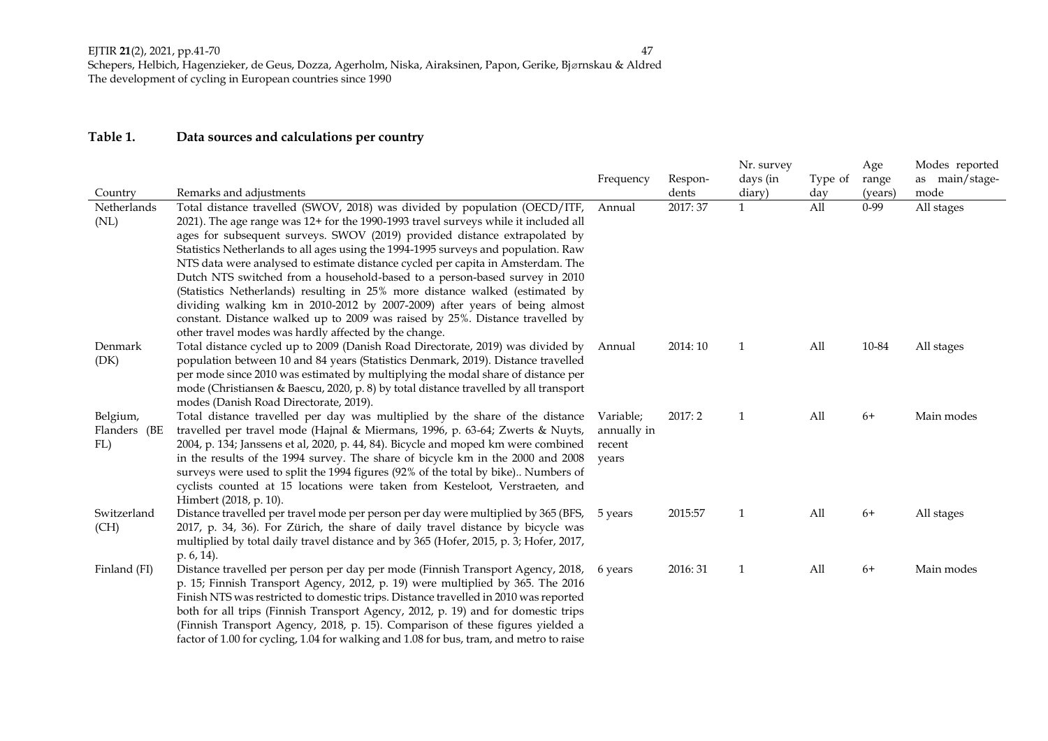**Table 1. Data sources and calculations per country**

| Country | Remarks and adjustments | Frequency | Respon-dents | Nr. survey days (in diary) | Type of day | Age range (years) | Modes reported as main/stage-mode |
|---|---|---|---|---|---|---|---|
| Netherlands (NL) | Total distance travelled (SWOV, 2018) was divided by population (OECD/ITF, 2021). The age range was 12+ for the 1990-1993 travel surveys while it included all ages for subsequent surveys. SWOV (2019) provided distance extrapolated by Statistics Netherlands to all ages using the 1994-1995 surveys and population. Raw NTS data were analysed to estimate distance cycled per capita in Amsterdam. The Dutch NTS switched from a household-based to a person-based survey in 2010 (Statistics Netherlands) resulting in 25% more distance walked (estimated by dividing walking km in 2010-2012 by 2007-2009) after years of being almost constant. Distance walked up to 2009 was raised by 25%. Distance travelled by other travel modes was hardly affected by the change. | Annual | 2017: 37 | 1 | All | 0-99 | All stages |
| Denmark (DK) | Total distance cycled up to 2009 (Danish Road Directorate, 2019) was divided by population between 10 and 84 years (Statistics Denmark, 2019). Distance travelled per mode since 2010 was estimated by multiplying the modal share of distance per mode (Christiansen & Baescu, 2020, p. 8) by total distance travelled by all transport modes (Danish Road Directorate, 2019). | Annual | 2014: 10 | 1 | All | 10-84 | All stages |
| Belgium, Flanders (BE FL) | Total distance travelled per day was multiplied by the share of the distance travelled per travel mode (Hajnal & Miermans, 1996, p. 63-64; Zwerts & Nuyts, 2004, p. 134; Janssens et al, 2020, p. 44, 84). Bicycle and moped km were combined in the results of the 1994 survey. The share of bicycle km in the 2000 and 2008 surveys were used to split the 1994 figures (92% of the total by bike).. Numbers of cyclists counted at 15 locations were taken from Kesteloot, Verstraeten, and Himbert (2018, p. 10). | Variable; annually in recent years | 2017: 2 | 1 | All | 6+ | Main modes |
| Switzerland (CH) | Distance travelled per travel mode per person per day were multiplied by 365 (BFS, 2017, p. 34, 36). For Zürich, the share of daily travel distance by bicycle was multiplied by total daily travel distance and by 365 (Hofer, 2015, p. 3; Hofer, 2017, p. 6, 14). | 5 years | 2015:57 | 1 | All | 6+ | All stages |
| Finland (FI) | Distance travelled per person per day per mode (Finnish Transport Agency, 2018, p. 15; Finnish Transport Agency, 2012, p. 19) were multiplied by 365. The 2016 Finish NTS was restricted to domestic trips. Distance travelled in 2010 was reported both for all trips (Finnish Transport Agency, 2012, p. 19) and for domestic trips (Finnish Transport Agency, 2018, p. 15). Comparison of these figures yielded a factor of 1.00 for cycling, 1.04 for walking and 1.08 for bus, tram, and metro to raise | 6 years | 2016: 31 | 1 | All | 6+ | Main modes |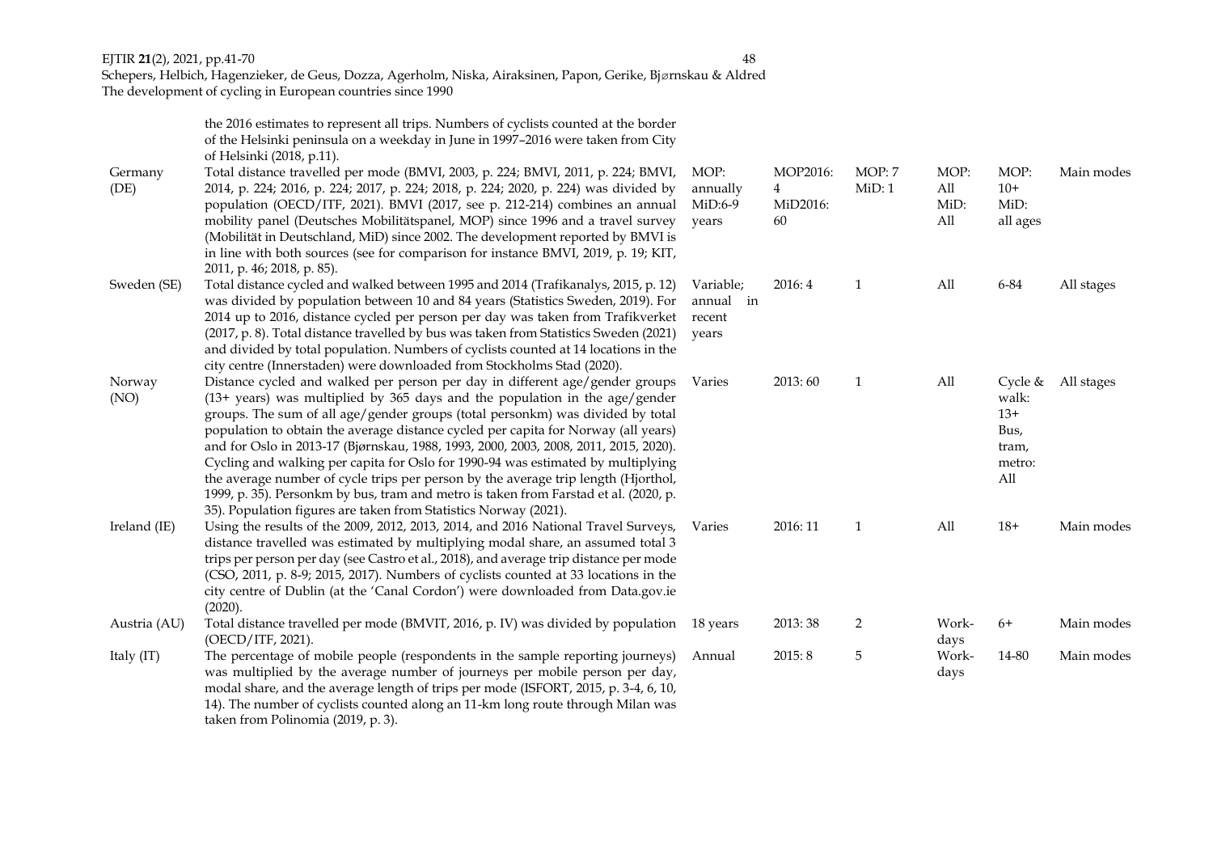| | | | | | | | |
|---|---|---|---|---|---|---|---|
| | the 2016 estimates to represent all trips. Numbers of cyclists counted at the border of the Helsinki peninsula on a weekday in June in 1997–2016 were taken from City of Helsinki (2018, p.11). | | | | | | |
| Germany (DE) | Total distance travelled per mode (BMVI, 2003, p. 224; BMVI, 2011, p. 224; BMVI, 2014, p. 224; 2016, p. 224; 2017, p. 224; 2018, p. 224; 2020, p. 224) was divided by population (OECD/ITF, 2021). BMVI (2017, see p. 212-214) combines an annual mobility panel (Deutsches Mobilitätspanel, MOP) since 1996 and a travel survey (Mobilität in Deutschland, MiD) since 2002. The development reported by BMVI is in line with both sources (see for comparison for instance BMVI, 2019, p. 19; KIT, 2011, p. 46; 2018, p. 85). | MOP: annually MiD:6-9 years | MOP2016: 4 MiD2016: 60 | MOP: 7 MiD: 1 | MOP: All MiD: All | MOP: 10+ MiD: all ages | Main modes |
| Sweden (SE) | Total distance cycled and walked between 1995 and 2014 (Trafikanalys, 2015, p. 12) was divided by population between 10 and 84 years (Statistics Sweden, 2019). For 2014 up to 2016, distance cycled per person per day was taken from Trafikverket (2017, p. 8). Total distance travelled by bus was taken from Statistics Sweden (2021) and divided by total population. Numbers of cyclists counted at 14 locations in the city centre (Innerstaden) were downloaded from Stockholms Stad (2020). | Variable; annual in recent years | 2016: 4 | 1 | All | 6-84 | All stages |
| Norway (NO) | Distance cycled and walked per person per day in different age/gender groups (13+ years) was multiplied by 365 days and the population in the age/gender groups. The sum of all age/gender groups (total personkm) was divided by total population to obtain the average distance cycled per capita for Norway (all years) and for Oslo in 2013-17 (Bjørnskau, 1988, 1993, 2000, 2003, 2008, 2011, 2015, 2020). Cycling and walking per capita for Oslo for 1990-94 was estimated by multiplying the average number of cycle trips per person by the average trip length (Hjorthol, 1999, p. 35). Personkm by bus, tram and metro is taken from Farstad et al. (2020, p. 35). Population figures are taken from Statistics Norway (2021). | Varies | 2013: 60 | 1 | All | Cycle & walk: 13+ Bus, tram, metro: All | All stages |
| Ireland (IE) | Using the results of the 2009, 2012, 2013, 2014, and 2016 National Travel Surveys, distance travelled was estimated by multiplying modal share, an assumed total 3 trips per person per day (see Castro et al., 2018), and average trip distance per mode (CSO, 2011, p. 8-9; 2015, 2017). Numbers of cyclists counted at 33 locations in the city centre of Dublin (at the 'Canal Cordon') were downloaded from Data.gov.ie (2020). | Varies | 2016: 11 | 1 | All | 18+ | Main modes |
| Austria (AU) | Total distance travelled per mode (BMVIT, 2016, p. IV) was divided by population (OECD/ITF, 2021). | 18 years | 2013: 38 | 2 | Work-days | 6+ | Main modes |
| Italy (IT) | The percentage of mobile people (respondents in the sample reporting journeys) was multiplied by the average number of journeys per mobile person per day, modal share, and the average length of trips per mode (ISFORT, 2015, p. 3-4, 6, 10, 14). The number of cyclists counted along an 11-km long route through Milan was taken from Polinomia (2019, p. 3). | Annual | 2015: 8 | 5 | Work-days | 14-80 | Main modes |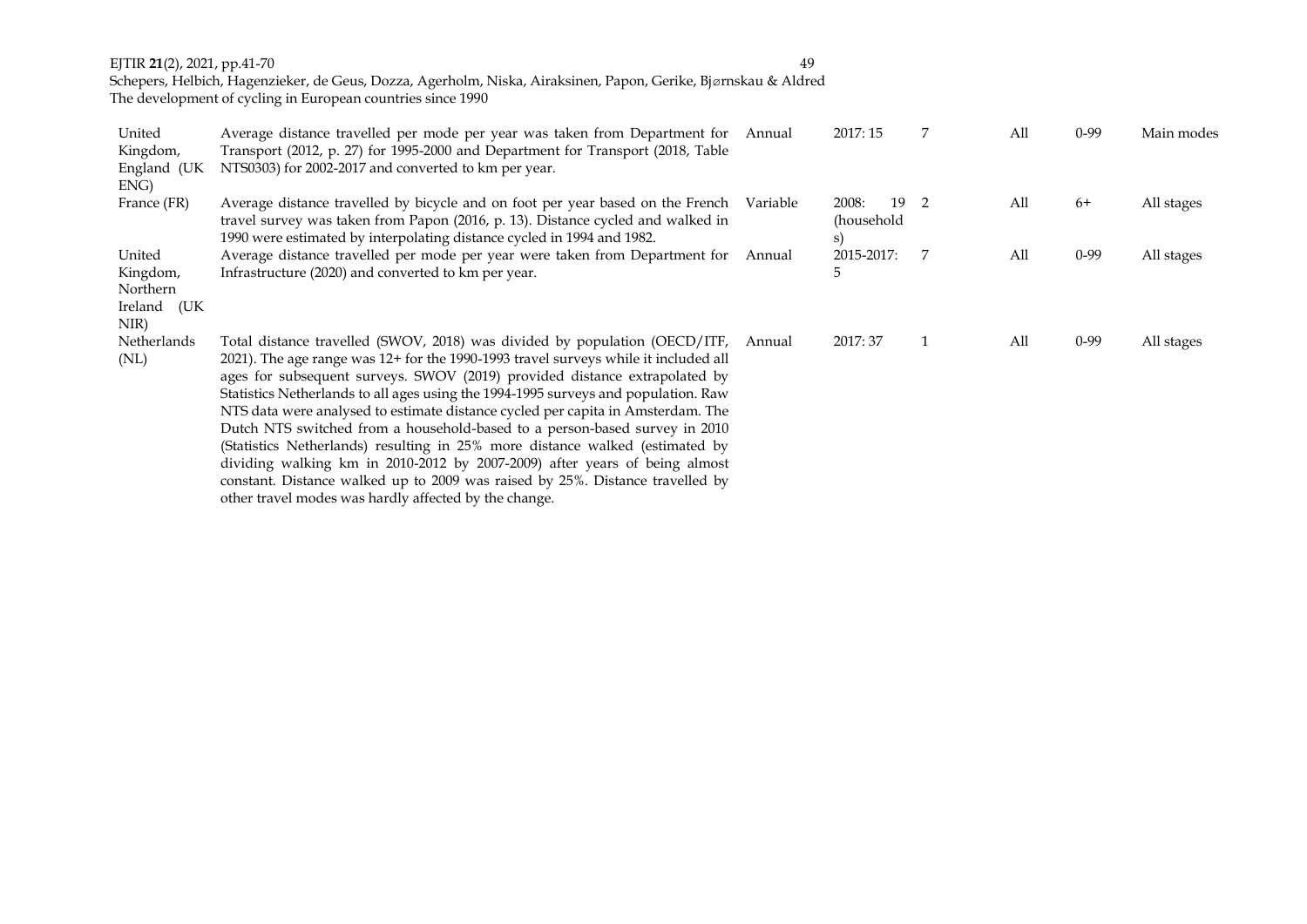| | | | | | | | |
|---|---|---|---|---|---|---|---|
| United Kingdom, England (UK ENG) | Average distance travelled per mode per year was taken from Department for Transport (2012, p. 27) for 1995-2000 and Department for Transport (2018, Table NTS0303) for 2002-2017 and converted to km per year. | Annual | 2017: 15 | 7 | All | 0-99 | Main modes |
| France (FR) | Average distance travelled by bicycle and on foot per year based on the French travel survey was taken from Papon (2016, p. 13). Distance cycled and walked in 1990 were estimated by interpolating distance cycled in 1994 and 1982. | Variable | 2008: 19 (households) | 2 | All | 6+ | All stages |
| United Kingdom, Northern Ireland (UK NIR) | Average distance travelled per mode per year were taken from Department for Infrastructure (2020) and converted to km per year. | Annual | 2015-2017: 5 | 7 | All | 0-99 | All stages |
| Netherlands (NL) | Total distance travelled (SWOV, 2018) was divided by population (OECD/ITF, 2021). The age range was 12+ for the 1990-1993 travel surveys while it included all ages for subsequent surveys. SWOV (2019) provided distance extrapolated by Statistics Netherlands to all ages using the 1994-1995 surveys and population. Raw NTS data were analysed to estimate distance cycled per capita in Amsterdam. The Dutch NTS switched from a household-based to a person-based survey in 2010 (Statistics Netherlands) resulting in 25% more distance walked (estimated by dividing walking km in 2010-2012 by 2007-2009) after years of being almost constant. Distance walked up to 2009 was raised by 25%. Distance travelled by other travel modes was hardly affected by the change. | Annual | 2017: 37 | 1 | All | 0-99 | All stages |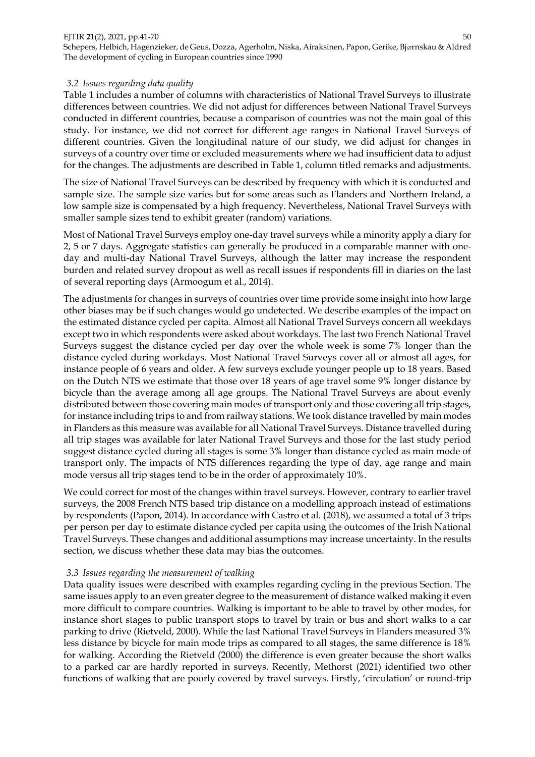### 3.2 Issues regarding data quality

Table 1 includes a number of columns with characteristics of National Travel Surveys to illustrate differences between countries. We did not adjust for differences between National Travel Surveys conducted in different countries, because a comparison of countries was not the main goal of this study. For instance, we did not correct for different age ranges in National Travel Surveys of different countries. Given the longitudinal nature of our study, we did adjust for changes in surveys of a country over time or excluded measurements where we had insufficient data to adjust for the changes. The adjustments are described in Table 1, column titled remarks and adjustments.

The size of National Travel Surveys can be described by frequency with which it is conducted and sample size. The sample size varies but for some areas such as Flanders and Northern Ireland, a low sample size is compensated by a high frequency. Nevertheless, National Travel Surveys with smaller sample sizes tend to exhibit greater (random) variations.

Most of National Travel Surveys employ one-day travel surveys while a minority apply a diary for 2, 5 or 7 days. Aggregate statistics can generally be produced in a comparable manner with one-day and multi-day National Travel Surveys, although the latter may increase the respondent burden and related survey dropout as well as recall issues if respondents fill in diaries on the last of several reporting days (Armoogum et al., 2014).

The adjustments for changes in surveys of countries over time provide some insight into how large other biases may be if such changes would go undetected. We describe examples of the impact on the estimated distance cycled per capita. Almost all National Travel Surveys concern all weekdays except two in which respondents were asked about workdays. The last two French National Travel Surveys suggest the distance cycled per day over the whole week is some 7% longer than the distance cycled during workdays. Most National Travel Surveys cover all or almost all ages, for instance people of 6 years and older. A few surveys exclude younger people up to 18 years. Based on the Dutch NTS we estimate that those over 18 years of age travel some 9% longer distance by bicycle than the average among all age groups. The National Travel Surveys are about evenly distributed between those covering main modes of transport only and those covering all trip stages, for instance including trips to and from railway stations. We took distance travelled by main modes in Flanders as this measure was available for all National Travel Surveys. Distance travelled during all trip stages was available for later National Travel Surveys and those for the last study period suggest distance cycled during all stages is some 3% longer than distance cycled as main mode of transport only. The impacts of NTS differences regarding the type of day, age range and main mode versus all trip stages tend to be in the order of approximately 10%.

We could correct for most of the changes within travel surveys. However, contrary to earlier travel surveys, the 2008 French NTS based trip distance on a modelling approach instead of estimations by respondents (Papon, 2014). In accordance with Castro et al. (2018), we assumed a total of 3 trips per person per day to estimate distance cycled per capita using the outcomes of the Irish National Travel Surveys. These changes and additional assumptions may increase uncertainty. In the results section, we discuss whether these data may bias the outcomes.

### 3.3 Issues regarding the measurement of walking

Data quality issues were described with examples regarding cycling in the previous Section. The same issues apply to an even greater degree to the measurement of distance walked making it even more difficult to compare countries. Walking is important to be able to travel by other modes, for instance short stages to public transport stops to travel by train or bus and short walks to a car parking to drive (Rietveld, 2000). While the last National Travel Surveys in Flanders measured 3% less distance by bicycle for main mode trips as compared to all stages, the same difference is 18% for walking. According the Rietveld (2000) the difference is even greater because the short walks to a parked car are hardly reported in surveys. Recently, Methorst (2021) identified two other functions of walking that are poorly covered by travel surveys. Firstly, 'circulation' or round-trip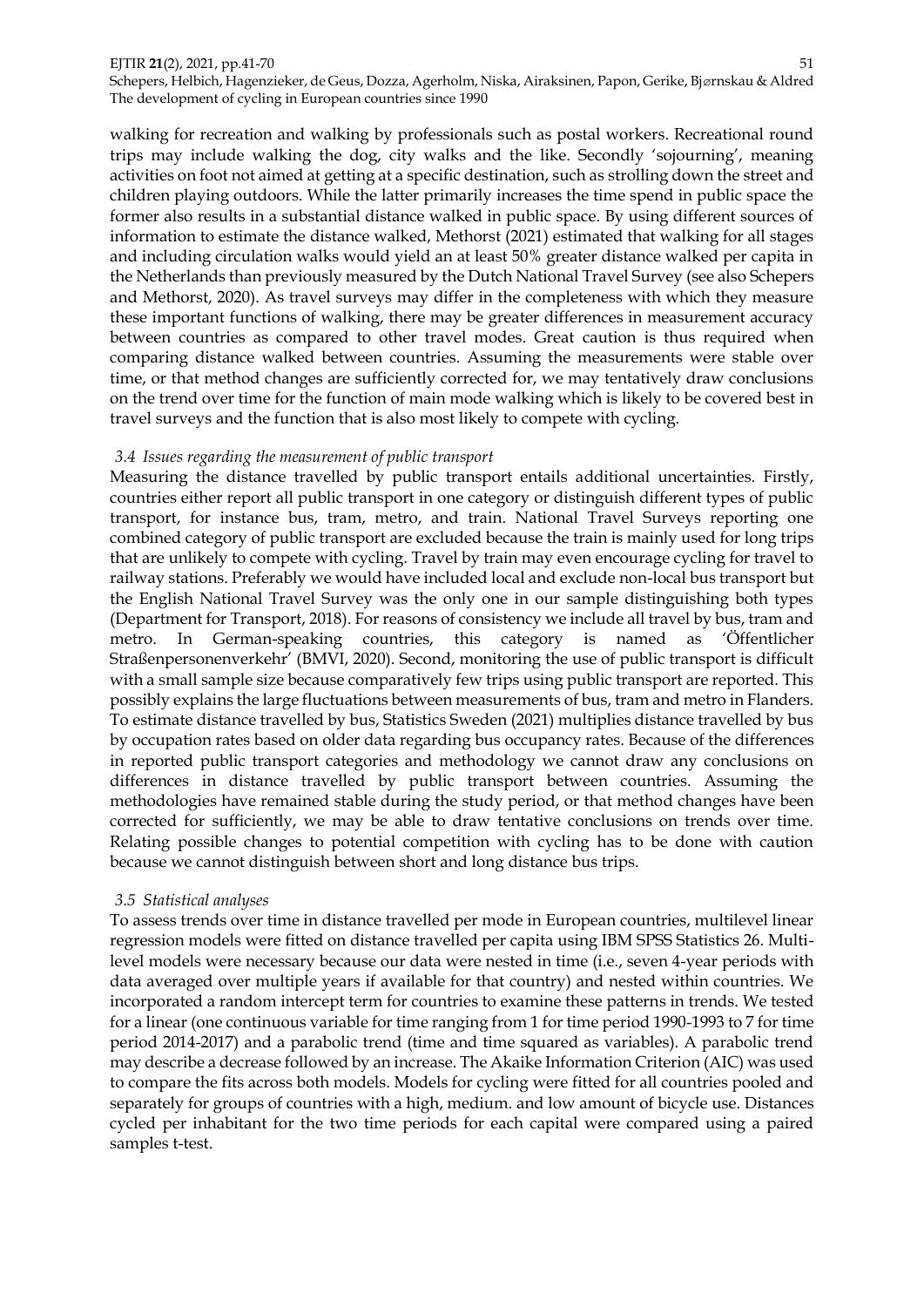walking for recreation and walking by professionals such as postal workers. Recreational round trips may include walking the dog, city walks and the like. Secondly 'sojourning', meaning activities on foot not aimed at getting at a specific destination, such as strolling down the street and children playing outdoors. While the latter primarily increases the time spend in public space the former also results in a substantial distance walked in public space. By using different sources of information to estimate the distance walked, Methorst (2021) estimated that walking for all stages and including circulation walks would yield an at least 50% greater distance walked per capita in the Netherlands than previously measured by the Dutch National Travel Survey (see also Schepers and Methorst, 2020). As travel surveys may differ in the completeness with which they measure these important functions of walking, there may be greater differences in measurement accuracy between countries as compared to other travel modes. Great caution is thus required when comparing distance walked between countries. Assuming the measurements were stable over time, or that method changes are sufficiently corrected for, we may tentatively draw conclusions on the trend over time for the function of main mode walking which is likely to be covered best in travel surveys and the function that is also most likely to compete with cycling.

### *3.4 Issues regarding the measurement of public transport*

Measuring the distance travelled by public transport entails additional uncertainties. Firstly, countries either report all public transport in one category or distinguish different types of public transport, for instance bus, tram, metro, and train. National Travel Surveys reporting one combined category of public transport are excluded because the train is mainly used for long trips that are unlikely to compete with cycling. Travel by train may even encourage cycling for travel to railway stations. Preferably we would have included local and exclude non-local bus transport but the English National Travel Survey was the only one in our sample distinguishing both types (Department for Transport, 2018). For reasons of consistency we include all travel by bus, tram and metro. In German-speaking countries, this category is named as 'Öffentlicher Straßenpersonenverkehr' (BMVI, 2020). Second, monitoring the use of public transport is difficult with a small sample size because comparatively few trips using public transport are reported. This possibly explains the large fluctuations between measurements of bus, tram and metro in Flanders. To estimate distance travelled by bus, Statistics Sweden (2021) multiplies distance travelled by bus by occupation rates based on older data regarding bus occupancy rates. Because of the differences in reported public transport categories and methodology we cannot draw any conclusions on differences in distance travelled by public transport between countries. Assuming the methodologies have remained stable during the study period, or that method changes have been corrected for sufficiently, we may be able to draw tentative conclusions on trends over time. Relating possible changes to potential competition with cycling has to be done with caution because we cannot distinguish between short and long distance bus trips.

### *3.5 Statistical analyses*

To assess trends over time in distance travelled per mode in European countries, multilevel linear regression models were fitted on distance travelled per capita using IBM SPSS Statistics 26. Multi-level models were necessary because our data were nested in time (i.e., seven 4-year periods with data averaged over multiple years if available for that country) and nested within countries. We incorporated a random intercept term for countries to examine these patterns in trends. We tested for a linear (one continuous variable for time ranging from 1 for time period 1990-1993 to 7 for time period 2014-2017) and a parabolic trend (time and time squared as variables). A parabolic trend may describe a decrease followed by an increase. The Akaike Information Criterion (AIC) was used to compare the fits across both models. Models for cycling were fitted for all countries pooled and separately for groups of countries with a high, medium. and low amount of bicycle use. Distances cycled per inhabitant for the two time periods for each capital were compared using a paired samples t-test.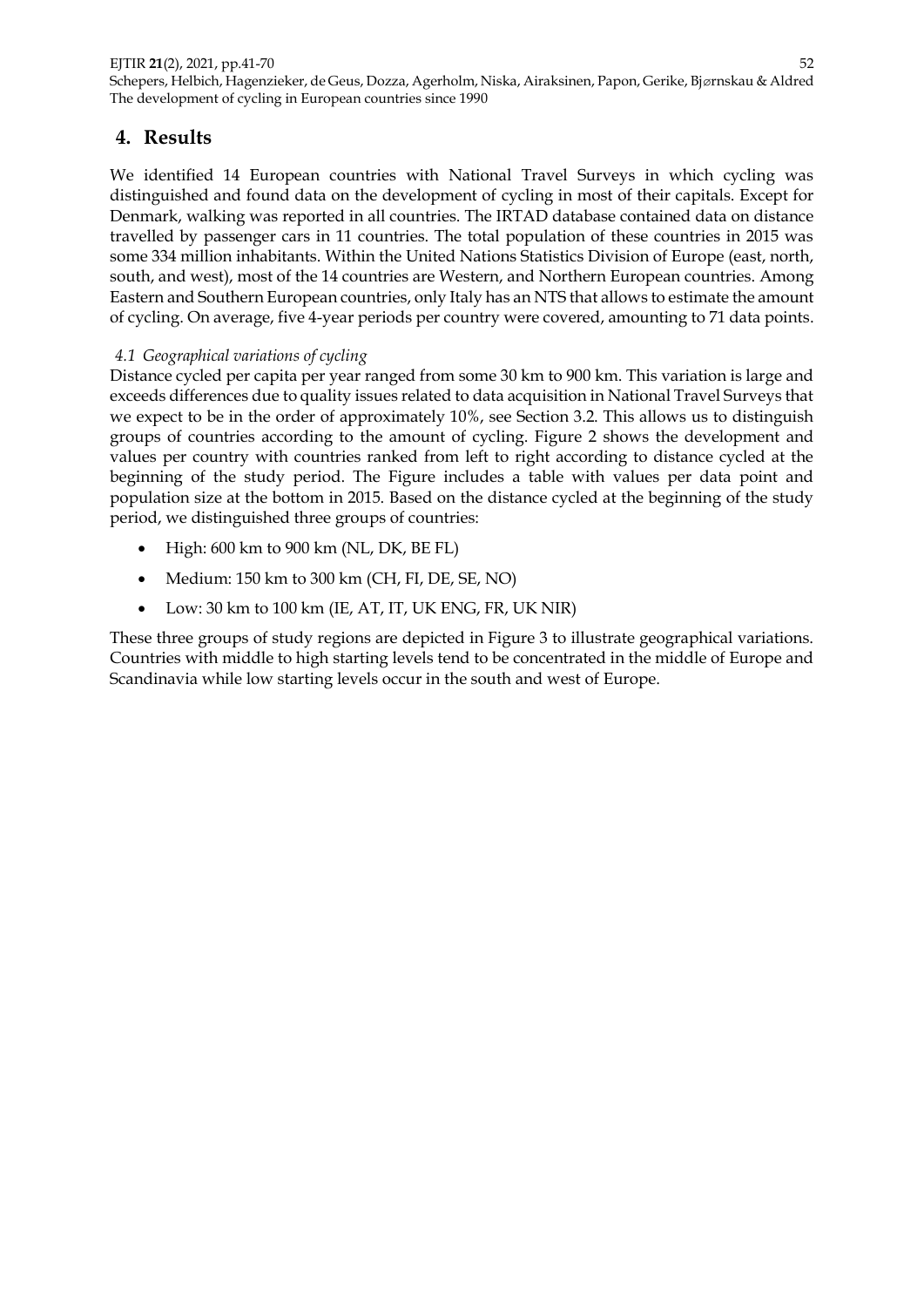## 4. Results

We identified 14 European countries with National Travel Surveys in which cycling was distinguished and found data on the development of cycling in most of their capitals. Except for Denmark, walking was reported in all countries. The IRTAD database contained data on distance travelled by passenger cars in 11 countries. The total population of these countries in 2015 was some 334 million inhabitants. Within the United Nations Statistics Division of Europe (east, north, south, and west), most of the 14 countries are Western, and Northern European countries. Among Eastern and Southern European countries, only Italy has an NTS that allows to estimate the amount of cycling. On average, five 4-year periods per country were covered, amounting to 71 data points.

### *4.1 Geographical variations of cycling*

Distance cycled per capita per year ranged from some 30 km to 900 km. This variation is large and exceeds differences due to quality issues related to data acquisition in National Travel Surveys that we expect to be in the order of approximately 10%, see Section 3.2. This allows us to distinguish groups of countries according to the amount of cycling. Figure 2 shows the development and values per country with countries ranked from left to right according to distance cycled at the beginning of the study period. The Figure includes a table with values per data point and population size at the bottom in 2015. Based on the distance cycled at the beginning of the study period, we distinguished three groups of countries:

- High: 600 km to 900 km (NL, DK, BE FL)
- Medium: 150 km to 300 km (CH, FI, DE, SE, NO)
- Low: 30 km to 100 km (IE, AT, IT, UK ENG, FR, UK NIR)

These three groups of study regions are depicted in Figure 3 to illustrate geographical variations. Countries with middle to high starting levels tend to be concentrated in the middle of Europe and Scandinavia while low starting levels occur in the south and west of Europe.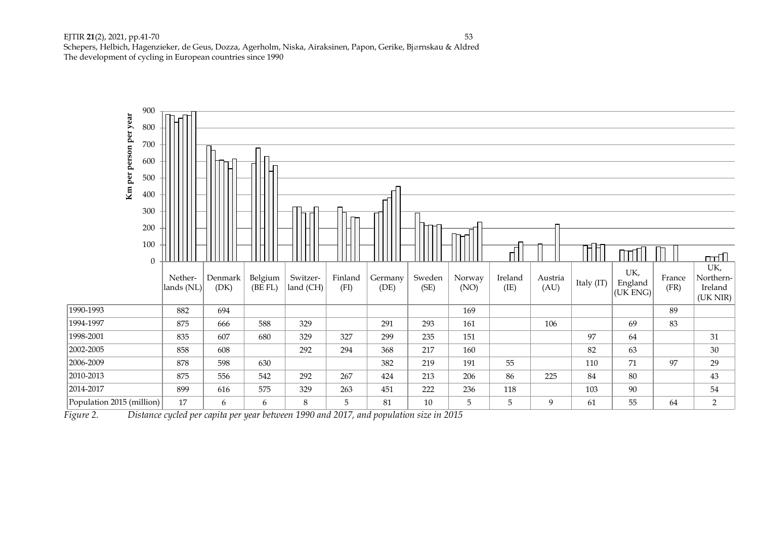| | Nether-lands (NL) | Denmark (DK) | Belgium (BE FL) | Switzer-land (CH) | Finland (FI) | Germany (DE) | Sweden (SE) | Norway (NO) | Ireland (IE) | Austria (AU) | Italy (IT) | UK, England (UK ENG) | France (FR) | UK, Northern-Ireland (UK NIR) |
|---|---|---|---|---|---|---|---|---|---|---|---|---|---|---|
| 1990-1993 | 882 | 694 | | | | | | 169 | | | | | 89 | |
| 1994-1997 | 875 | 666 | 588 | 329 | | 291 | 293 | 161 | | 106 | | 69 | 83 | |
| 1998-2001 | 835 | 607 | 680 | 329 | 327 | 299 | 235 | 151 | | | 97 | 64 | | 31 |
| 2002-2005 | 858 | 608 | | 292 | 294 | 368 | 217 | 160 | | | 82 | 63 | | 30 |
| 2006-2009 | 878 | 598 | 630 | | | 382 | 219 | 191 | 55 | | 110 | 71 | 97 | 29 |
| 2010-2013 | 875 | 556 | 542 | 292 | 267 | 424 | 213 | 206 | 86 | 225 | 84 | 80 | | 43 |
| 2014-2017 | 899 | 616 | 575 | 329 | 263 | 451 | 222 | 236 | 118 | | 103 | 90 | | 54 |
| Population 2015 (million) | 17 | 6 | 6 | 8 | 5 | 81 | 10 | 5 | 5 | 9 | 61 | 55 | 64 | 2 |

*Figure 2. Distance cycled per capita per year between 1990 and 2017, and population size in 2015*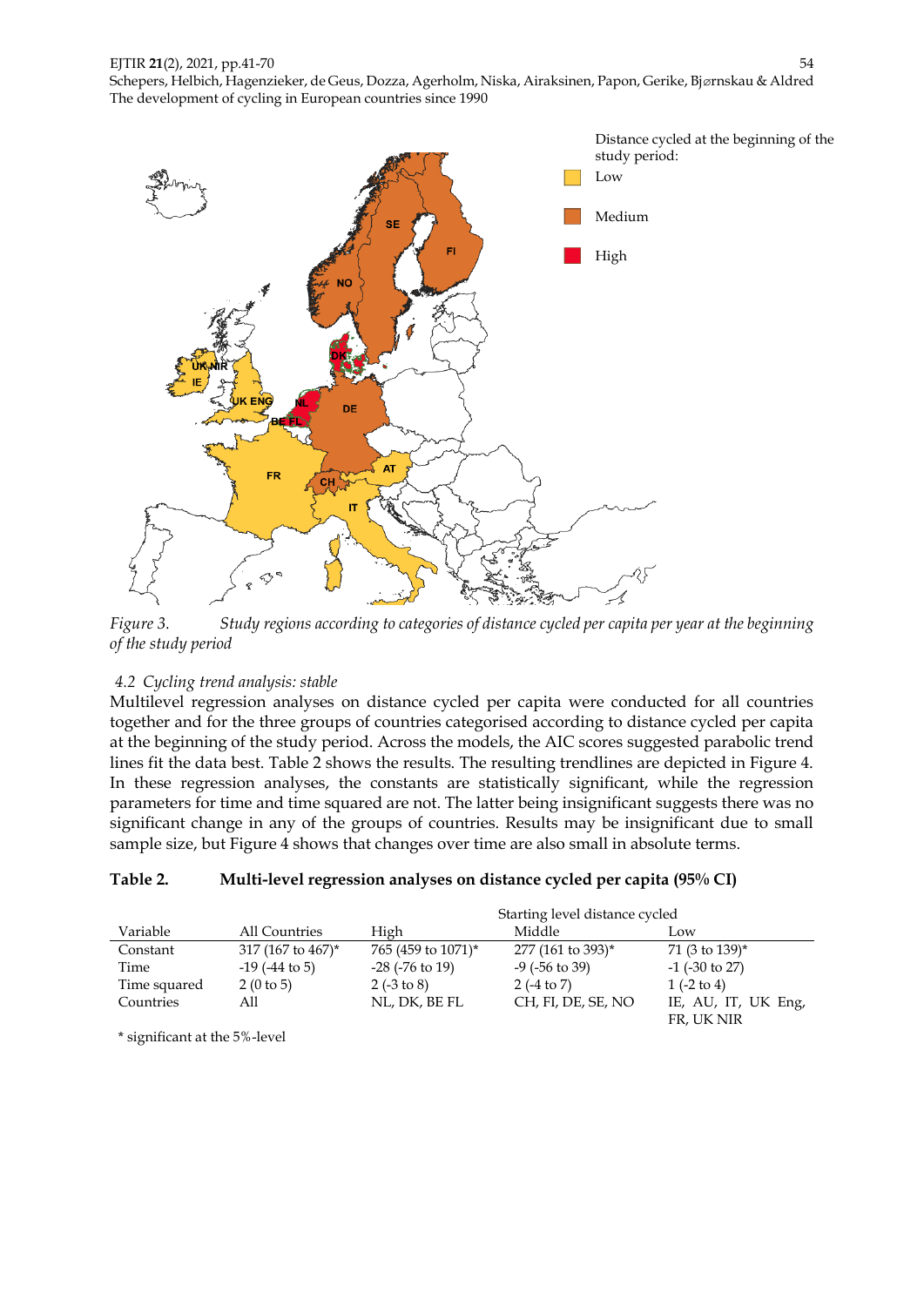Figure 3. Study regions according to categories of distance cycled per capita per year at the beginning of the study period

### 4.2 Cycling trend analysis: stable

Multilevel regression analyses on distance cycled per capita were conducted for all countries together and for the three groups of countries categorised according to distance cycled per capita at the beginning of the study period. Across the models, the AIC scores suggested parabolic trend lines fit the data best. Table 2 shows the results. The resulting trendlines are depicted in Figure 4. In these regression analyses, the constants are statistically significant, while the regression parameters for time and time squared are not. The latter being insignificant suggests there was no significant change in any of the groups of countries. Results may be insignificant due to small sample size, but Figure 4 shows that changes over time are also small in absolute terms.

**Table 2. Multi-level regression analyses on distance cycled per capita (95% CI)**

| | | Starting level distance cycled | | |
|---|---|---|---|---|
| Variable | All Countries | High | Middle | Low |
| Constant | 317 (167 to 467)* | 765 (459 to 1071)* | 277 (161 to 393)* | 71 (3 to 139)* |
| Time | -19 (-44 to 5) | -28 (-76 to 19) | -9 (-56 to 39) | -1 (-30 to 27) |
| Time squared | 2 (0 to 5) | 2 (-3 to 8) | 2 (-4 to 7) | 1 (-2 to 4) |
| Countries | All | NL, DK, BE FL | CH, FI, DE, SE, NO | IE, AU, IT, UK Eng, FR, UK NIR |

* significant at the 5%-level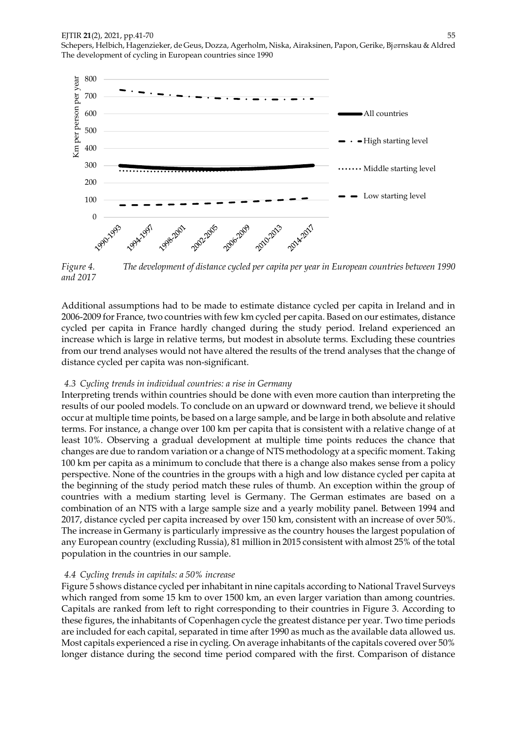*Figure 4. The development of distance cycled per capita per year in European countries between 1990 and 2017*

Additional assumptions had to be made to estimate distance cycled per capita in Ireland and in 2006-2009 for France, two countries with few km cycled per capita. Based on our estimates, distance cycled per capita in France hardly changed during the study period. Ireland experienced an increase which is large in relative terms, but modest in absolute terms. Excluding these countries from our trend analyses would not have altered the results of the trend analyses that the change of distance cycled per capita was non-significant.

### 4.3 Cycling trends in individual countries: a rise in Germany

Interpreting trends within countries should be done with even more caution than interpreting the results of our pooled models. To conclude on an upward or downward trend, we believe it should occur at multiple time points, be based on a large sample, and be large in both absolute and relative terms. For instance, a change over 100 km per capita that is consistent with a relative change of at least 10%. Observing a gradual development at multiple time points reduces the chance that changes are due to random variation or a change of NTS methodology at a specific moment. Taking 100 km per capita as a minimum to conclude that there is a change also makes sense from a policy perspective. None of the countries in the groups with a high and low distance cycled per capita at the beginning of the study period match these rules of thumb. An exception within the group of countries with a medium starting level is Germany. The German estimates are based on a combination of an NTS with a large sample size and a yearly mobility panel. Between 1994 and 2017, distance cycled per capita increased by over 150 km, consistent with an increase of over 50%. The increase in Germany is particularly impressive as the country houses the largest population of any European country (excluding Russia), 81 million in 2015 consistent with almost 25% of the total population in the countries in our sample.

### 4.4 Cycling trends in capitals: a 50% increase

Figure 5 shows distance cycled per inhabitant in nine capitals according to National Travel Surveys which ranged from some 15 km to over 1500 km, an even larger variation than among countries. Capitals are ranked from left to right corresponding to their countries in Figure 3. According to these figures, the inhabitants of Copenhagen cycle the greatest distance per year. Two time periods are included for each capital, separated in time after 1990 as much as the available data allowed us. Most capitals experienced a rise in cycling. On average inhabitants of the capitals covered over 50% longer distance during the second time period compared with the first. Comparison of distance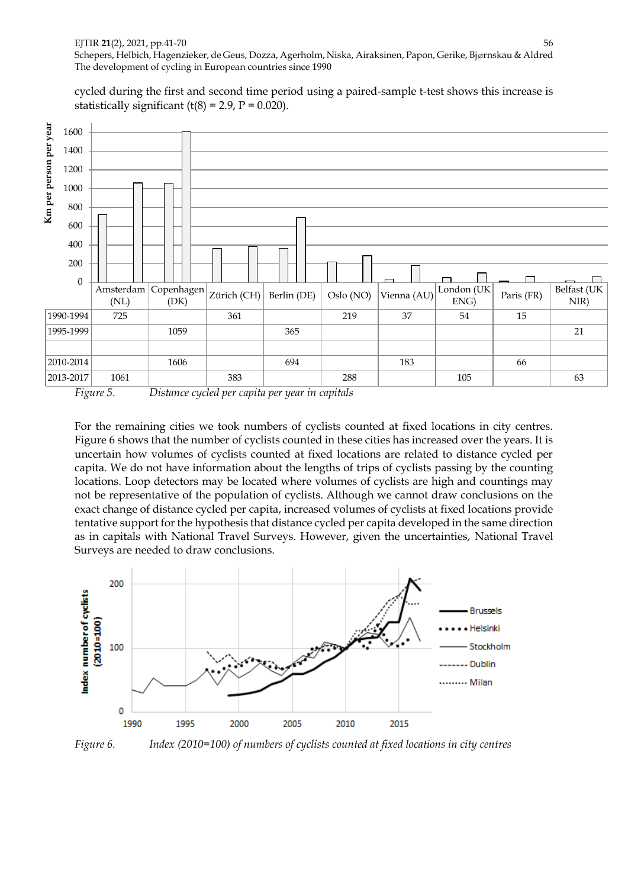cycled during the first and second time period using a paired-sample t-test shows this increase is statistically significant ($t(8) = 2.9$, $P = 0.020$).

| | Amsterdam (NL) | Copenhagen (DK) | Zürich (CH) | Berlin (DE) | Oslo (NO) | Vienna (AU) | London (UK ENG) | Paris (FR) | Belfast (UK NIR) |
|---|---|---|---|---|---|---|---|---|---|
| 1990-1994 | 725 | | 361 | | 219 | 37 | 54 | 15 | |
| 1995-1999 | | 1059 | | 365 | | | | | 21 |
| | | | | | | | | | |
| 2010-2014 | | 1606 | | 694 | | 183 | | 66 | |
| 2013-2017 | 1061 | | 383 | | 288 | | 105 | | 63 |

*Figure 5. Distance cycled per capita per year in capitals*

For the remaining cities we took numbers of cyclists counted at fixed locations in city centres. Figure 6 shows that the number of cyclists counted in these cities has increased over the years. It is uncertain how volumes of cyclists counted at fixed locations are related to distance cycled per capita. We do not have information about the lengths of trips of cyclists passing by the counting locations. Loop detectors may be located where volumes of cyclists are high and countings may not be representative of the population of cyclists. Although we cannot draw conclusions on the exact change of distance cycled per capita, increased volumes of cyclists at fixed locations provide tentative support for the hypothesis that distance cycled per capita developed in the same direction as in capitals with National Travel Surveys. However, given the uncertainties, National Travel Surveys are needed to draw conclusions.

*Figure 6. Index (2010=100) of numbers of cyclists counted at fixed locations in city centres*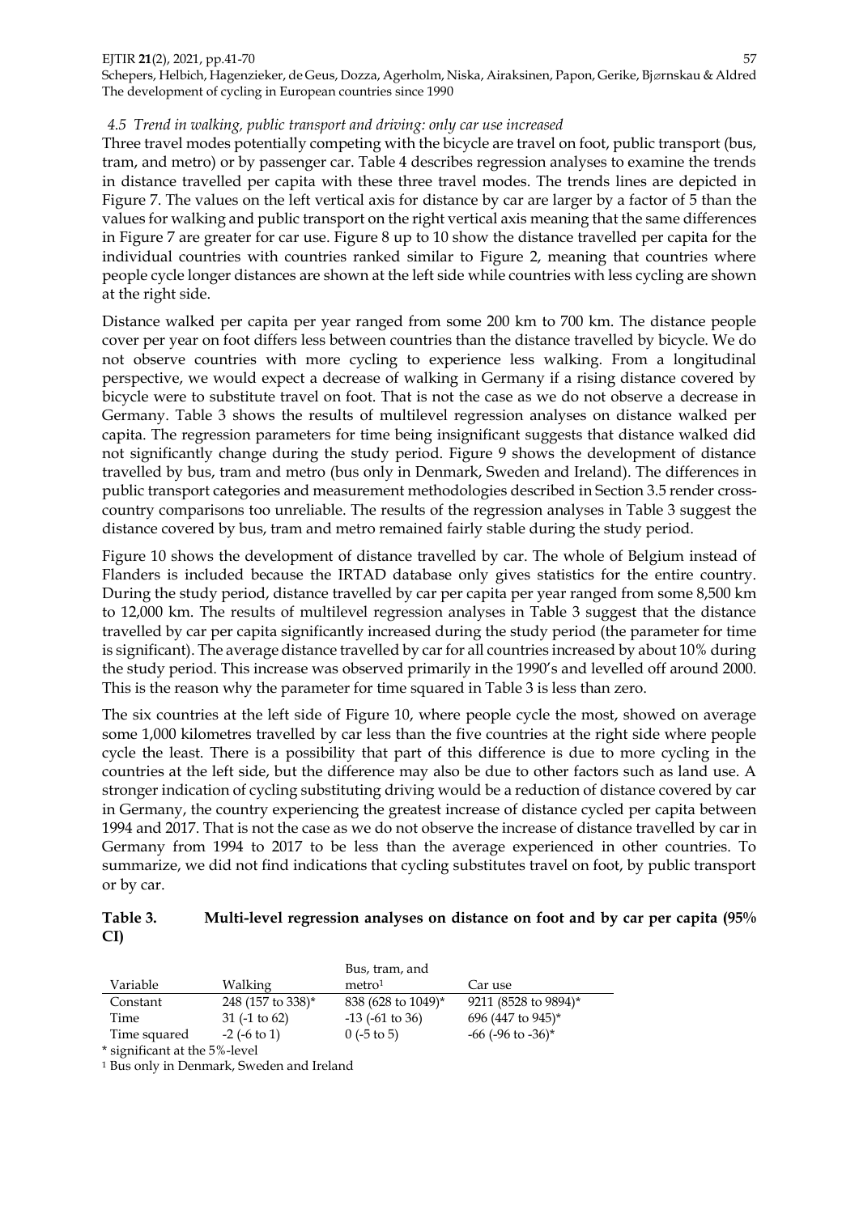### 4.5 Trend in walking, public transport and driving: only car use increased

Three travel modes potentially competing with the bicycle are travel on foot, public transport (bus, tram, and metro) or by passenger car. Table 4 describes regression analyses to examine the trends in distance travelled per capita with these three travel modes. The trends lines are depicted in Figure 7. The values on the left vertical axis for distance by car are larger by a factor of 5 than the values for walking and public transport on the right vertical axis meaning that the same differences in Figure 7 are greater for car use. Figure 8 up to 10 show the distance travelled per capita for the individual countries with countries ranked similar to Figure 2, meaning that countries where people cycle longer distances are shown at the left side while countries with less cycling are shown at the right side.

Distance walked per capita per year ranged from some 200 km to 700 km. The distance people cover per year on foot differs less between countries than the distance travelled by bicycle. We do not observe countries with more cycling to experience less walking. From a longitudinal perspective, we would expect a decrease of walking in Germany if a rising distance covered by bicycle were to substitute travel on foot. That is not the case as we do not observe a decrease in Germany. Table 3 shows the results of multilevel regression analyses on distance walked per capita. The regression parameters for time being insignificant suggests that distance walked did not significantly change during the study period. Figure 9 shows the development of distance travelled by bus, tram and metro (bus only in Denmark, Sweden and Ireland). The differences in public transport categories and measurement methodologies described in Section 3.5 render cross-country comparisons too unreliable. The results of the regression analyses in Table 3 suggest the distance covered by bus, tram and metro remained fairly stable during the study period.

Figure 10 shows the development of distance travelled by car. The whole of Belgium instead of Flanders is included because the IRTAD database only gives statistics for the entire country. During the study period, distance travelled by car per capita per year ranged from some 8,500 km to 12,000 km. The results of multilevel regression analyses in Table 3 suggest that the distance travelled by car per capita significantly increased during the study period (the parameter for time is significant). The average distance travelled by car for all countries increased by about 10% during the study period. This increase was observed primarily in the 1990's and levelled off around 2000. This is the reason why the parameter for time squared in Table 3 is less than zero.

The six countries at the left side of Figure 10, where people cycle the most, showed on average some 1,000 kilometres travelled by car less than the five countries at the right side where people cycle the least. There is a possibility that part of this difference is due to more cycling in the countries at the left side, but the difference may also be due to other factors such as land use. A stronger indication of cycling substituting driving would be a reduction of distance covered by car in Germany, the country experiencing the greatest increase of distance cycled per capita between 1994 and 2017. That is not the case as we do not observe the increase of distance travelled by car in Germany from 1994 to 2017 to be less than the average experienced in other countries. To summarize, we did not find indications that cycling substitutes travel on foot, by public transport or by car.

**Table 3. Multi-level regression analyses on distance on foot and by car per capita (95% CI)**

| Variable | Walking | Bus, tram, and metro[1] | Car use |
|---|---|---|---|
| Constant | 248 (157 to 338)* | 838 (628 to 1049)* | 9211 (8528 to 9894)* |
| Time | 31 (-1 to 62) | -13 (-61 to 36) | 696 (447 to 945)* |
| Time squared | -2 (-6 to 1) | 0 (-5 to 5) | -66 (-96 to -36)* |

\* significant at the 5%-level

[1] Bus only in Denmark, Sweden and Ireland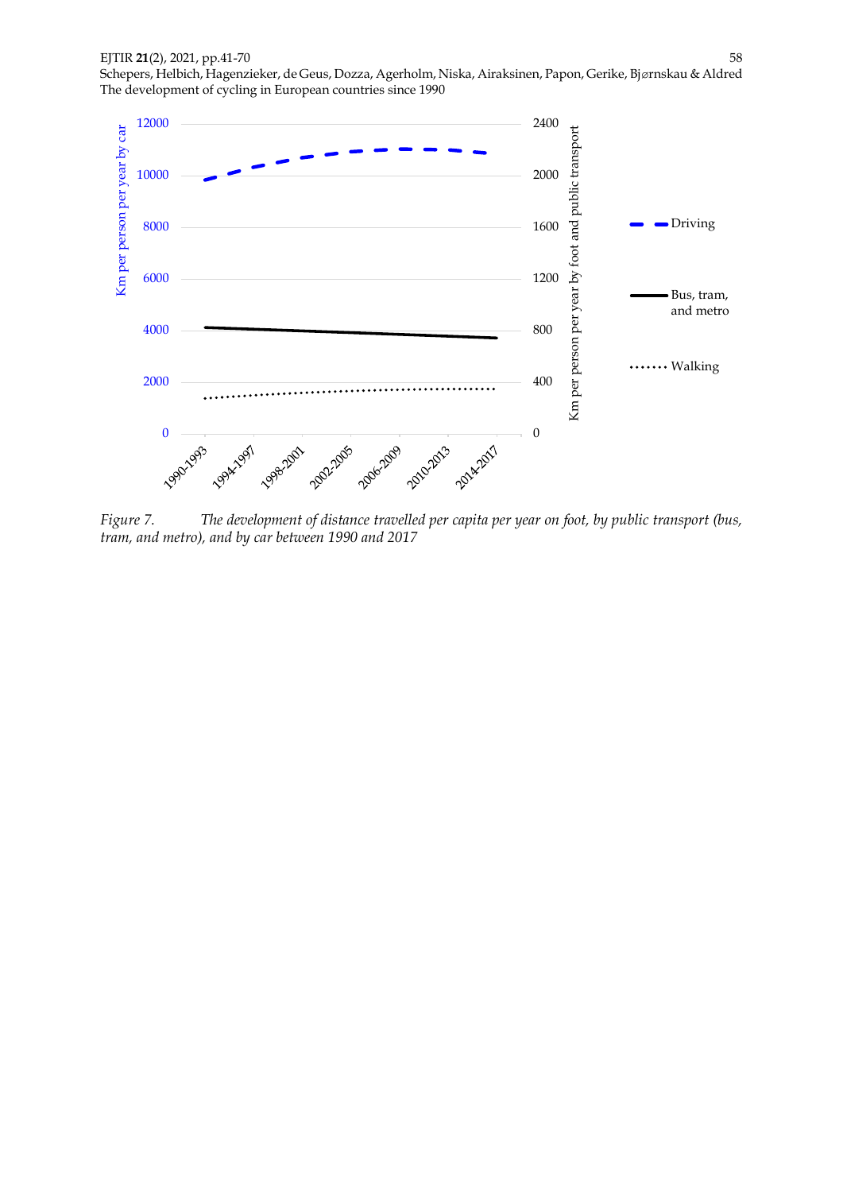*Figure 7. The development of distance travelled per capita per year on foot, by public transport (bus, tram, and metro), and by car between 1990 and 2017*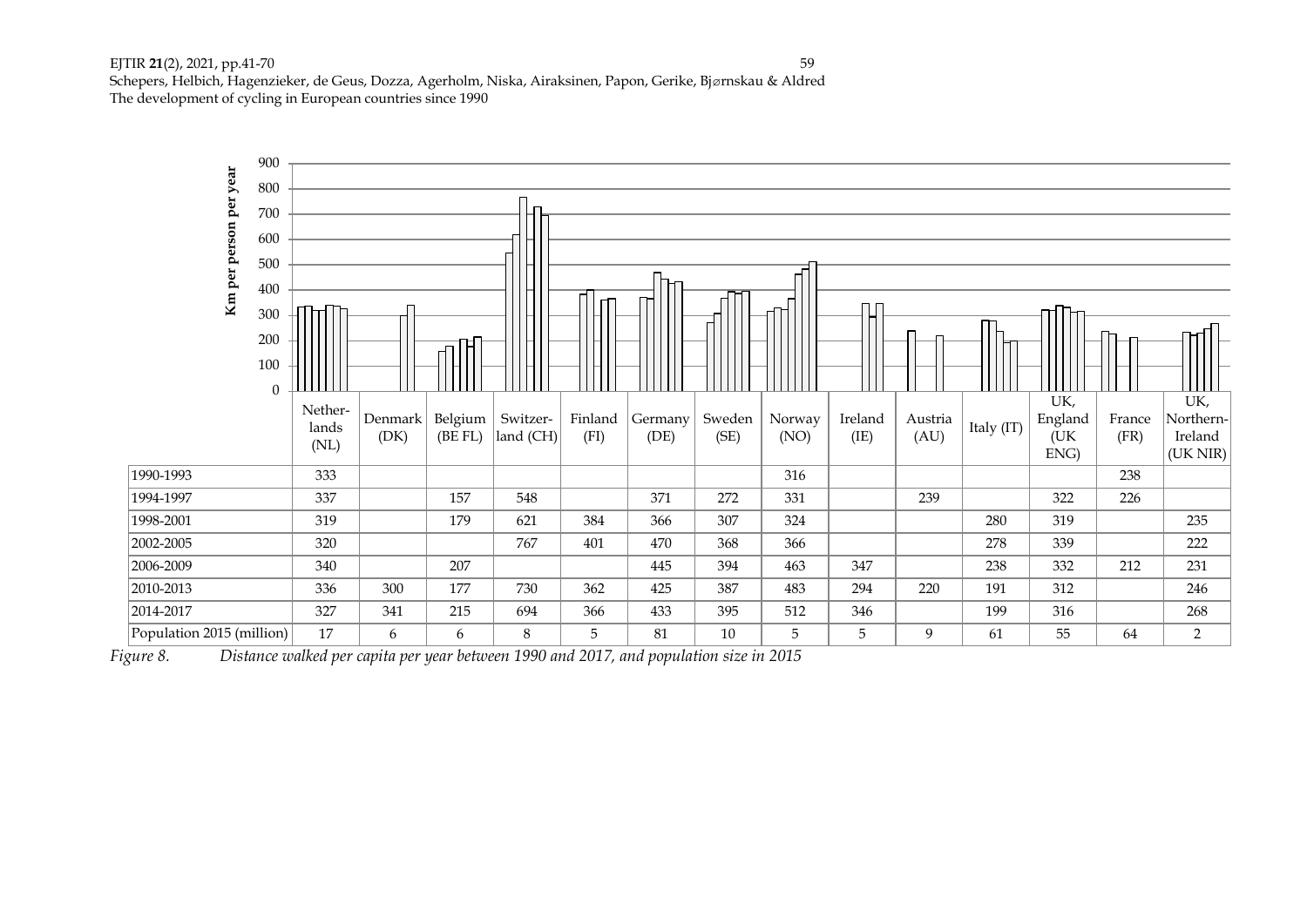| | Netherlands (NL) | Denmark (DK) | Belgium (BE FL) | Switzerland (CH) | Finland (FI) | Germany (DE) | Sweden (SE) | Norway (NO) | Ireland (IE) | Austria (AU) | Italy (IT) | UK, England (UK ENG) | France (FR) | UK, Northern-Ireland (UK NIR) |
|---|---|---|---|---|---|---|---|---|---|---|---|---|---|---|
| 1990-1993 | 333 | | | | | | | 316 | | | | | 238 | |
| 1994-1997 | 337 | | 157 | 548 | | 371 | 272 | 331 | | 239 | | 322 | 226 | |
| 1998-2001 | 319 | | 179 | 621 | 384 | 366 | 307 | 324 | | | 280 | 319 | | 235 |
| 2002-2005 | 320 | | | 767 | 401 | 470 | 368 | 366 | | | 278 | 339 | | 222 |
| 2006-2009 | 340 | | 207 | | | 445 | 394 | 463 | 347 | | 238 | 332 | 212 | 231 |
| 2010-2013 | 336 | 300 | 177 | 730 | 362 | 425 | 387 | 483 | 294 | 220 | 191 | 312 | | 246 |
| 2014-2017 | 327 | 341 | 215 | 694 | 366 | 433 | 395 | 512 | 346 | | 199 | 316 | | 268 |
| Population 2015 (million) | 17 | 6 | 6 | 8 | 5 | 81 | 10 | 5 | 5 | 9 | 61 | 55 | 64 | 2 |

*Figure 8. Distance walked per capita per year between 1990 and 2017, and population size in 2015*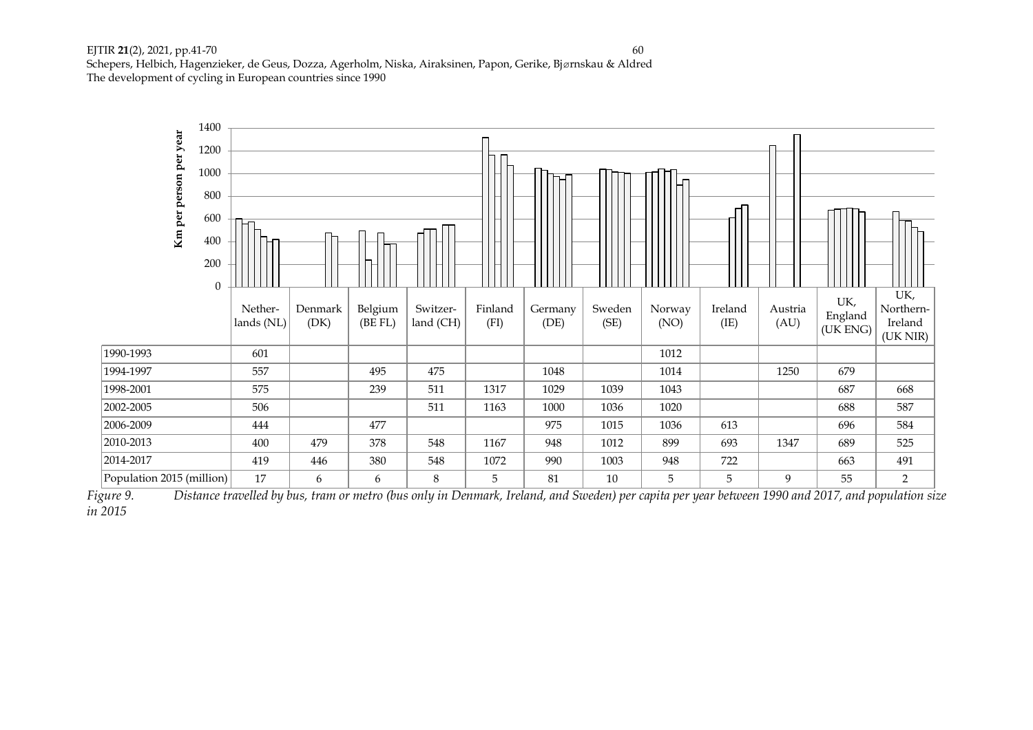| | Netherlands (NL) | Denmark (DK) | Belgium (BE FL) | Switzerland (CH) | Finland (FI) | Germany (DE) | Sweden (SE) | Norway (NO) | Ireland (IE) | Austria (AU) | UK, England (UK ENG) | UK, Northern-Ireland (UK NIR) |
|---|---|---|---|---|---|---|---|---|---|---|---|---|
| 1990-1993 | 601 | | | | | | | 1012 | | | | |
| 1994-1997 | 557 | | 495 | 475 | | 1048 | | 1014 | | 1250 | 679 | |
| 1998-2001 | 575 | | 239 | 511 | 1317 | 1029 | 1039 | 1043 | | | 687 | 668 |
| 2002-2005 | 506 | | | 511 | 1163 | 1000 | 1036 | 1020 | | | 688 | 587 |
| 2006-2009 | 444 | | 477 | | | 975 | 1015 | 1036 | 613 | | 696 | 584 |
| 2010-2013 | 400 | 479 | 378 | 548 | 1167 | 948 | 1012 | 899 | 693 | 1347 | 689 | 525 |
| 2014-2017 | 419 | 446 | 380 | 548 | 1072 | 990 | 1003 | 948 | 722 | | 663 | 491 |
| Population 2015 (million) | 17 | 6 | 6 | 8 | 5 | 81 | 10 | 5 | 5 | 9 | 55 | 2 |

*Figure 9. Distance travelled by bus, tram or metro (bus only in Denmark, Ireland, and Sweden) per capita per year between 1990 and 2017, and population size in 2015*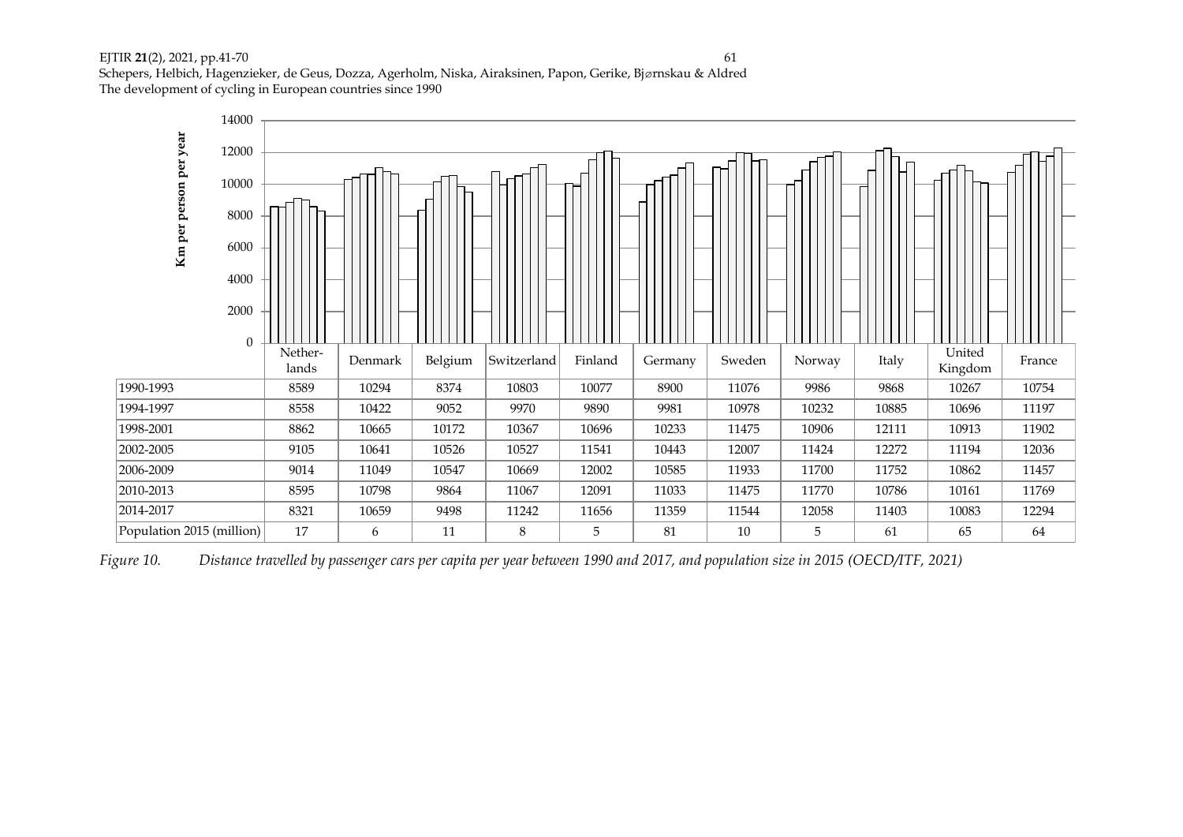| | Netherlands | Denmark | Belgium | Switzerland | Finland | Germany | Sweden | Norway | Italy | United Kingdom | France |
|---|---|---|---|---|---|---|---|---|---|---|---|
| 1990-1993 | 8589 | 10294 | 8374 | 10803 | 10077 | 8900 | 11076 | 9986 | 9868 | 10267 | 10754 |
| 1994-1997 | 8558 | 10422 | 9052 | 9970 | 9890 | 9981 | 10978 | 10232 | 10885 | 10696 | 11197 |
| 1998-2001 | 8862 | 10665 | 10172 | 10367 | 10696 | 10233 | 11475 | 10906 | 12111 | 10913 | 11902 |
| 2002-2005 | 9105 | 10641 | 10526 | 10527 | 11541 | 10443 | 12007 | 11424 | 12272 | 11194 | 12036 |
| 2006-2009 | 9014 | 11049 | 10547 | 10669 | 12002 | 10585 | 11933 | 11700 | 11752 | 10862 | 11457 |
| 2010-2013 | 8595 | 10798 | 9864 | 11067 | 12091 | 11033 | 11475 | 11770 | 10786 | 10161 | 11769 |
| 2014-2017 | 8321 | 10659 | 9498 | 11242 | 11656 | 11359 | 11544 | 12058 | 11403 | 10083 | 12294 |
| Population 2015 (million) | 17 | 6 | 11 | 8 | 5 | 81 | 10 | 5 | 61 | 65 | 64 |

*Figure 10. Distance travelled by passenger cars per capita per year between 1990 and 2017, and population size in 2015 (OECD/ITF, 2021)*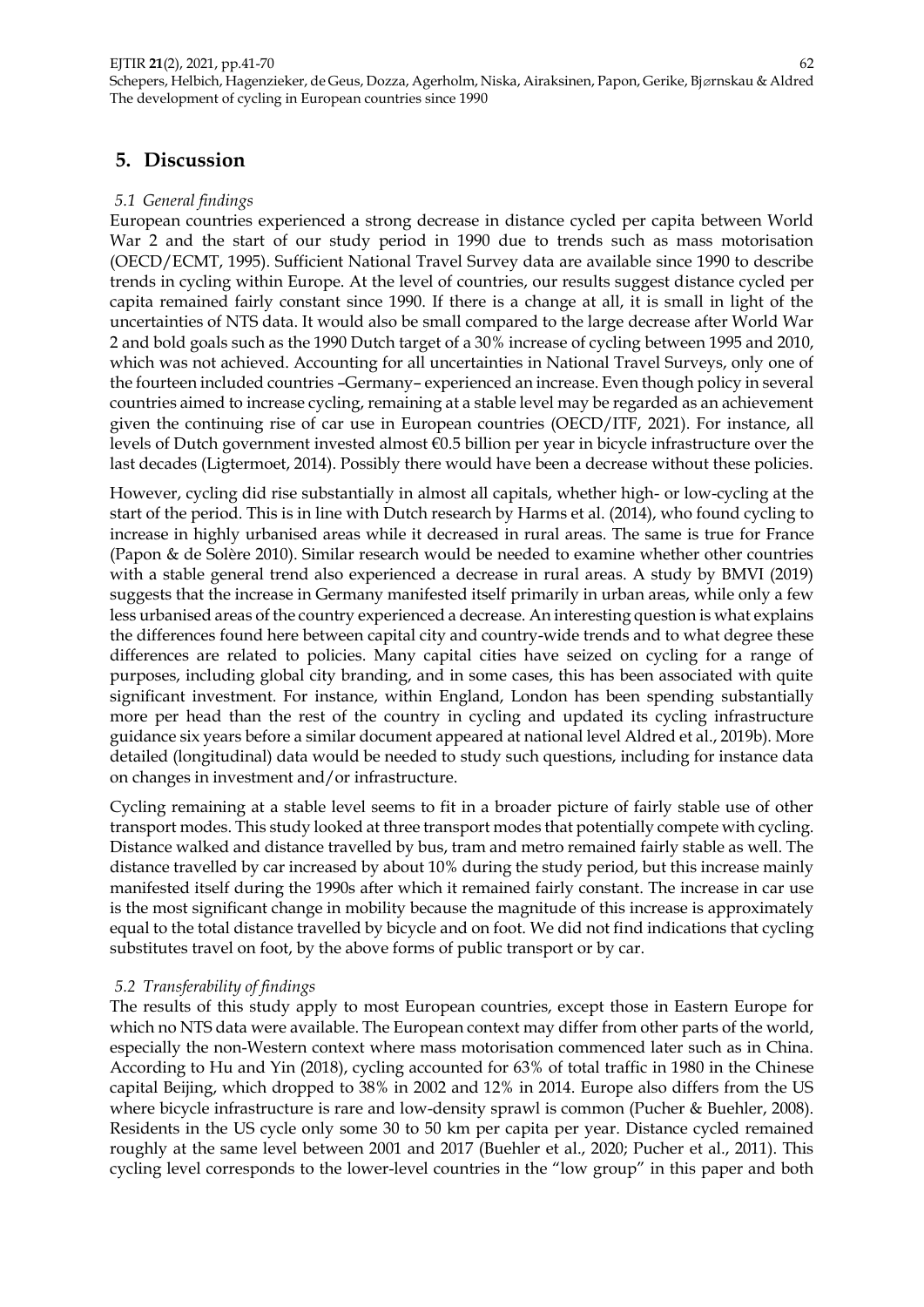# 5. Discussion

## 5.1 General findings

European countries experienced a strong decrease in distance cycled per capita between World War 2 and the start of our study period in 1990 due to trends such as mass motorisation (OECD/ECMT, 1995). Sufficient National Travel Survey data are available since 1990 to describe trends in cycling within Europe. At the level of countries, our results suggest distance cycled per capita remained fairly constant since 1990. If there is a change at all, it is small in light of the uncertainties of NTS data. It would also be small compared to the large decrease after World War 2 and bold goals such as the 1990 Dutch target of a 30% increase of cycling between 1995 and 2010, which was not achieved. Accounting for all uncertainties in National Travel Surveys, only one of the fourteen included countries –Germany– experienced an increase. Even though policy in several countries aimed to increase cycling, remaining at a stable level may be regarded as an achievement given the continuing rise of car use in European countries (OECD/ITF, 2021). For instance, all levels of Dutch government invested almost €0.5 billion per year in bicycle infrastructure over the last decades (Ligtermoet, 2014). Possibly there would have been a decrease without these policies.

However, cycling did rise substantially in almost all capitals, whether high- or low-cycling at the start of the period. This is in line with Dutch research by Harms et al. (2014), who found cycling to increase in highly urbanised areas while it decreased in rural areas. The same is true for France (Papon & de Solère 2010). Similar research would be needed to examine whether other countries with a stable general trend also experienced a decrease in rural areas. A study by BMVI (2019) suggests that the increase in Germany manifested itself primarily in urban areas, while only a few less urbanised areas of the country experienced a decrease. An interesting question is what explains the differences found here between capital city and country-wide trends and to what degree these differences are related to policies. Many capital cities have seized on cycling for a range of purposes, including global city branding, and in some cases, this has been associated with quite significant investment. For instance, within England, London has been spending substantially more per head than the rest of the country in cycling and updated its cycling infrastructure guidance six years before a similar document appeared at national level Aldred et al., 2019b). More detailed (longitudinal) data would be needed to study such questions, including for instance data on changes in investment and/or infrastructure.

Cycling remaining at a stable level seems to fit in a broader picture of fairly stable use of other transport modes. This study looked at three transport modes that potentially compete with cycling. Distance walked and distance travelled by bus, tram and metro remained fairly stable as well. The distance travelled by car increased by about 10% during the study period, but this increase mainly manifested itself during the 1990s after which it remained fairly constant. The increase in car use is the most significant change in mobility because the magnitude of this increase is approximately equal to the total distance travelled by bicycle and on foot. We did not find indications that cycling substitutes travel on foot, by the above forms of public transport or by car.

## 5.2 Transferability of findings

The results of this study apply to most European countries, except those in Eastern Europe for which no NTS data were available. The European context may differ from other parts of the world, especially the non-Western context where mass motorisation commenced later such as in China. According to Hu and Yin (2018), cycling accounted for 63% of total traffic in 1980 in the Chinese capital Beijing, which dropped to 38% in 2002 and 12% in 2014. Europe also differs from the US where bicycle infrastructure is rare and low-density sprawl is common (Pucher & Buehler, 2008). Residents in the US cycle only some 30 to 50 km per capita per year. Distance cycled remained roughly at the same level between 2001 and 2017 (Buehler et al., 2020; Pucher et al., 2011). This cycling level corresponds to the lower-level countries in the "low group" in this paper and both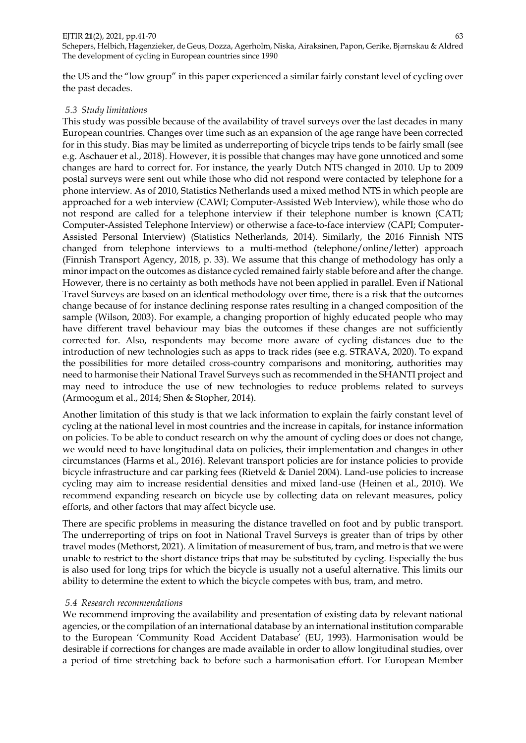the US and the "low group" in this paper experienced a similar fairly constant level of cycling over the past decades.

### 5.3 Study limitations

This study was possible because of the availability of travel surveys over the last decades in many European countries. Changes over time such as an expansion of the age range have been corrected for in this study. Bias may be limited as underreporting of bicycle trips tends to be fairly small (see e.g. Aschauer et al., 2018). However, it is possible that changes may have gone unnoticed and some changes are hard to correct for. For instance, the yearly Dutch NTS changed in 2010. Up to 2009 postal surveys were sent out while those who did not respond were contacted by telephone for a phone interview. As of 2010, Statistics Netherlands used a mixed method NTS in which people are approached for a web interview (CAWI; Computer-Assisted Web Interview), while those who do not respond are called for a telephone interview if their telephone number is known (CATI; Computer-Assisted Telephone Interview) or otherwise a face-to-face interview (CAPI; Computer-Assisted Personal Interview) (Statistics Netherlands, 2014). Similarly, the 2016 Finnish NTS changed from telephone interviews to a multi-method (telephone/online/letter) approach (Finnish Transport Agency, 2018, p. 33). We assume that this change of methodology has only a minor impact on the outcomes as distance cycled remained fairly stable before and after the change. However, there is no certainty as both methods have not been applied in parallel. Even if National Travel Surveys are based on an identical methodology over time, there is a risk that the outcomes change because of for instance declining response rates resulting in a changed composition of the sample (Wilson, 2003). For example, a changing proportion of highly educated people who may have different travel behaviour may bias the outcomes if these changes are not sufficiently corrected for. Also, respondents may become more aware of cycling distances due to the introduction of new technologies such as apps to track rides (see e.g. STRAVA, 2020). To expand the possibilities for more detailed cross-country comparisons and monitoring, authorities may need to harmonise their National Travel Surveys such as recommended in the SHANTI project and may need to introduce the use of new technologies to reduce problems related to surveys (Armoogum et al., 2014; Shen & Stopher, 2014).

Another limitation of this study is that we lack information to explain the fairly constant level of cycling at the national level in most countries and the increase in capitals, for instance information on policies. To be able to conduct research on why the amount of cycling does or does not change, we would need to have longitudinal data on policies, their implementation and changes in other circumstances (Harms et al., 2016). Relevant transport policies are for instance policies to provide bicycle infrastructure and car parking fees (Rietveld & Daniel 2004). Land-use policies to increase cycling may aim to increase residential densities and mixed land-use (Heinen et al., 2010). We recommend expanding research on bicycle use by collecting data on relevant measures, policy efforts, and other factors that may affect bicycle use.

There are specific problems in measuring the distance travelled on foot and by public transport. The underreporting of trips on foot in National Travel Surveys is greater than of trips by other travel modes (Methorst, 2021). A limitation of measurement of bus, tram, and metro is that we were unable to restrict to the short distance trips that may be substituted by cycling. Especially the bus is also used for long trips for which the bicycle is usually not a useful alternative. This limits our ability to determine the extent to which the bicycle competes with bus, tram, and metro.

### 5.4 Research recommendations

We recommend improving the availability and presentation of existing data by relevant national agencies, or the compilation of an international database by an international institution comparable to the European 'Community Road Accident Database' (EU, 1993). Harmonisation would be desirable if corrections for changes are made available in order to allow longitudinal studies, over a period of time stretching back to before such a harmonisation effort. For European Member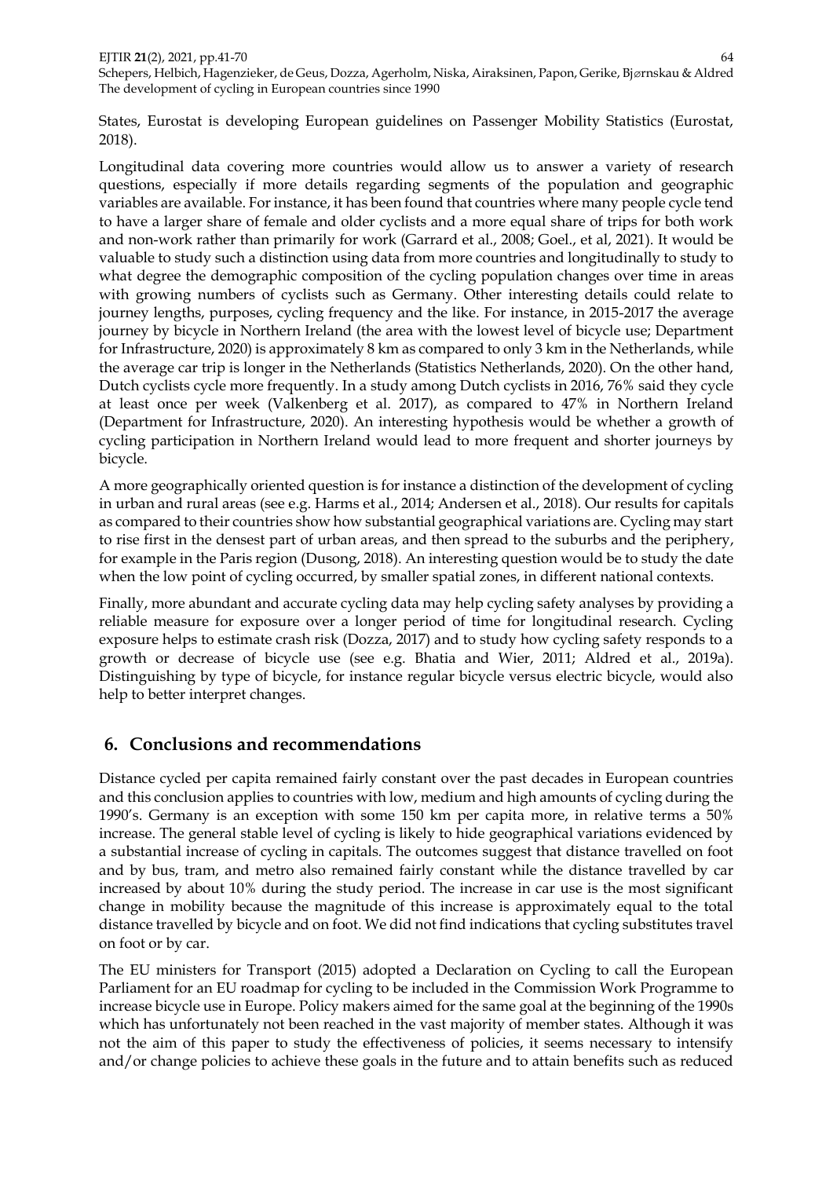States, Eurostat is developing European guidelines on Passenger Mobility Statistics (Eurostat, 2018).

Longitudinal data covering more countries would allow us to answer a variety of research questions, especially if more details regarding segments of the population and geographic variables are available. For instance, it has been found that countries where many people cycle tend to have a larger share of female and older cyclists and a more equal share of trips for both work and non-work rather than primarily for work (Garrard et al., 2008; Goel., et al, 2021). It would be valuable to study such a distinction using data from more countries and longitudinally to study to what degree the demographic composition of the cycling population changes over time in areas with growing numbers of cyclists such as Germany. Other interesting details could relate to journey lengths, purposes, cycling frequency and the like. For instance, in 2015-2017 the average journey by bicycle in Northern Ireland (the area with the lowest level of bicycle use; Department for Infrastructure, 2020) is approximately 8 km as compared to only 3 km in the Netherlands, while the average car trip is longer in the Netherlands (Statistics Netherlands, 2020). On the other hand, Dutch cyclists cycle more frequently. In a study among Dutch cyclists in 2016, 76% said they cycle at least once per week (Valkenberg et al. 2017), as compared to 47% in Northern Ireland (Department for Infrastructure, 2020). An interesting hypothesis would be whether a growth of cycling participation in Northern Ireland would lead to more frequent and shorter journeys by bicycle.

A more geographically oriented question is for instance a distinction of the development of cycling in urban and rural areas (see e.g. Harms et al., 2014; Andersen et al., 2018). Our results for capitals as compared to their countries show how substantial geographical variations are. Cycling may start to rise first in the densest part of urban areas, and then spread to the suburbs and the periphery, for example in the Paris region (Dusong, 2018). An interesting question would be to study the date when the low point of cycling occurred, by smaller spatial zones, in different national contexts.

Finally, more abundant and accurate cycling data may help cycling safety analyses by providing a reliable measure for exposure over a longer period of time for longitudinal research. Cycling exposure helps to estimate crash risk (Dozza, 2017) and to study how cycling safety responds to a growth or decrease of bicycle use (see e.g. Bhatia and Wier, 2011; Aldred et al., 2019a). Distinguishing by type of bicycle, for instance regular bicycle versus electric bicycle, would also help to better interpret changes.

## 6. Conclusions and recommendations

Distance cycled per capita remained fairly constant over the past decades in European countries and this conclusion applies to countries with low, medium and high amounts of cycling during the 1990's. Germany is an exception with some 150 km per capita more, in relative terms a 50% increase. The general stable level of cycling is likely to hide geographical variations evidenced by a substantial increase of cycling in capitals. The outcomes suggest that distance travelled on foot and by bus, tram, and metro also remained fairly constant while the distance travelled by car increased by about 10% during the study period. The increase in car use is the most significant change in mobility because the magnitude of this increase is approximately equal to the total distance travelled by bicycle and on foot. We did not find indications that cycling substitutes travel on foot or by car.

The EU ministers for Transport (2015) adopted a Declaration on Cycling to call the European Parliament for an EU roadmap for cycling to be included in the Commission Work Programme to increase bicycle use in Europe. Policy makers aimed for the same goal at the beginning of the 1990s which has unfortunately not been reached in the vast majority of member states. Although it was not the aim of this paper to study the effectiveness of policies, it seems necessary to intensify and/or change policies to achieve these goals in the future and to attain benefits such as reduced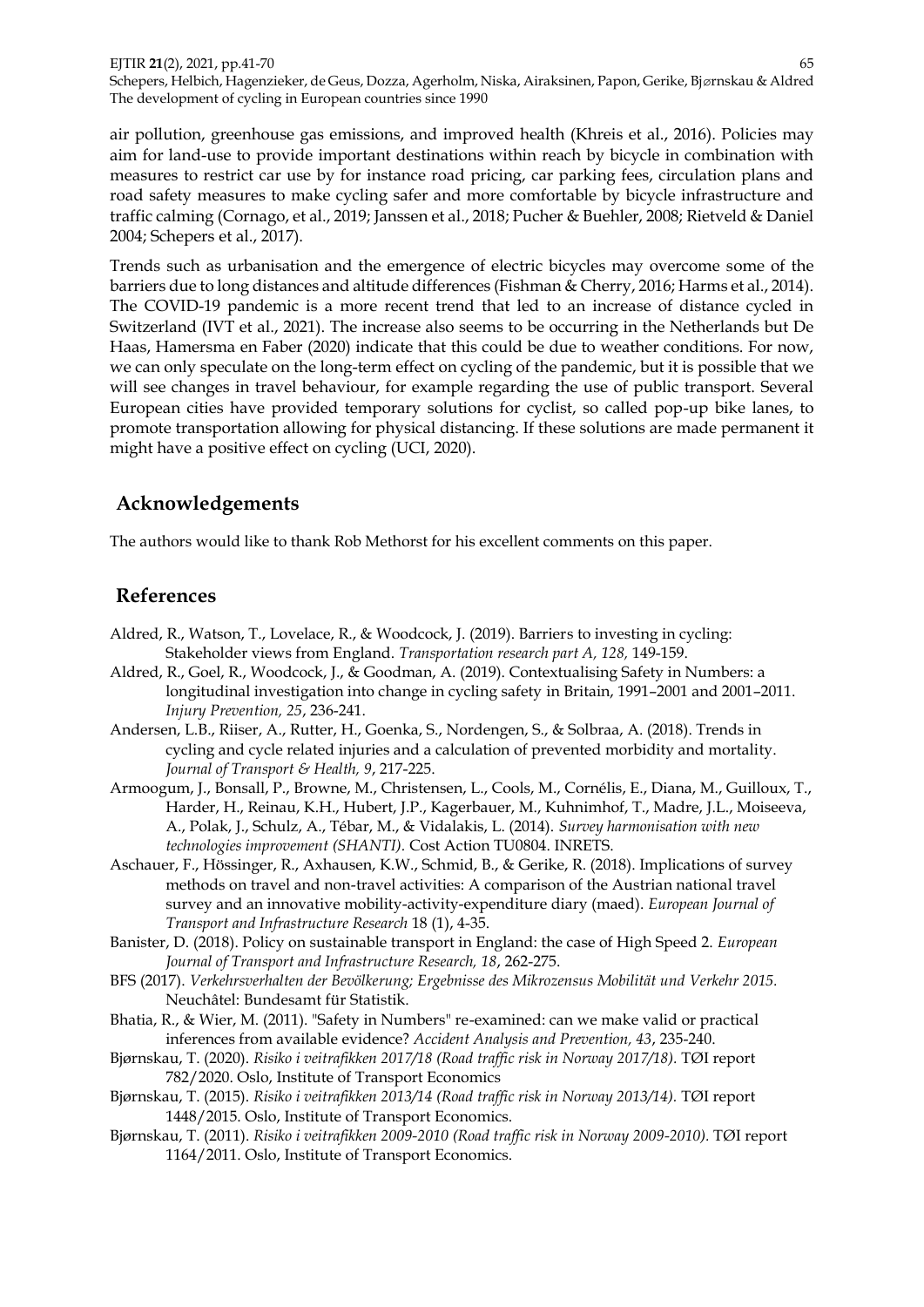air pollution, greenhouse gas emissions, and improved health (Khreis et al., 2016). Policies may aim for land-use to provide important destinations within reach by bicycle in combination with measures to restrict car use by for instance road pricing, car parking fees, circulation plans and road safety measures to make cycling safer and more comfortable by bicycle infrastructure and traffic calming (Cornago, et al., 2019; Janssen et al., 2018; Pucher & Buehler, 2008; Rietveld & Daniel 2004; Schepers et al., 2017).

Trends such as urbanisation and the emergence of electric bicycles may overcome some of the barriers due to long distances and altitude differences (Fishman & Cherry, 2016; Harms et al., 2014). The COVID-19 pandemic is a more recent trend that led to an increase of distance cycled in Switzerland (IVT et al., 2021). The increase also seems to be occurring in the Netherlands but De Haas, Hamersma en Faber (2020) indicate that this could be due to weather conditions. For now, we can only speculate on the long-term effect on cycling of the pandemic, but it is possible that we will see changes in travel behaviour, for example regarding the use of public transport. Several European cities have provided temporary solutions for cyclist, so called pop-up bike lanes, to promote transportation allowing for physical distancing. If these solutions are made permanent it might have a positive effect on cycling (UCI, 2020).

## Acknowledgements

The authors would like to thank Rob Methorst for his excellent comments on this paper.

## References

Aldred, R., Watson, T., Lovelace, R., & Woodcock, J. (2019). Barriers to investing in cycling: Stakeholder views from England. *Transportation research part A, 128,* 149-159.

Aldred, R., Goel, R., Woodcock, J., & Goodman, A. (2019). Contextualising Safety in Numbers: a longitudinal investigation into change in cycling safety in Britain, 1991–2001 and 2001–2011. *Injury Prevention, 25*, 236-241.

Andersen, L.B., Riiser, A., Rutter, H., Goenka, S., Nordengen, S., & Solbraa, A. (2018). Trends in cycling and cycle related injuries and a calculation of prevented morbidity and mortality. *Journal of Transport & Health, 9*, 217-225.

Armoogum, J., Bonsall, P., Browne, M., Christensen, L., Cools, M., Cornélis, E., Diana, M., Guilloux, T., Harder, H., Reinau, K.H., Hubert, J.P., Kagerbauer, M., Kuhnimhof, T., Madre, J.L., Moiseeva, A., Polak, J., Schulz, A., Tébar, M., & Vidalakis, L. (2014). *Survey harmonisation with new technologies improvement (SHANTI).* Cost Action TU0804. INRETS.

Aschauer, F., Hössinger, R., Axhausen, K.W., Schmid, B., & Gerike, R. (2018). Implications of survey methods on travel and non-travel activities: A comparison of the Austrian national travel survey and an innovative mobility-activity-expenditure diary (maed). *European Journal of Transport and Infrastructure Research* 18 (1), 4-35.

Banister, D. (2018). Policy on sustainable transport in England: the case of High Speed 2. *European Journal of Transport and Infrastructure Research, 18*, 262-275.

BFS (2017). *Verkehrsverhalten der Bevölkerung; Ergebnisse des Mikrozensus Mobilität und Verkehr 2015.* Neuchâtel: Bundesamt für Statistik.

Bhatia, R., & Wier, M. (2011). "Safety in Numbers" re-examined: can we make valid or practical inferences from available evidence? *Accident Analysis and Prevention, 43*, 235-240.

Bjørnskau, T. (2020). *Risiko i veitrafikken 2017/18 (Road traffic risk in Norway 2017/18).* TØI report 782/2020. Oslo, Institute of Transport Economics

Bjørnskau, T. (2015). *Risiko i veitrafikken 2013/14 (Road traffic risk in Norway 2013/14).* TØI report 1448/2015. Oslo, Institute of Transport Economics.

Bjørnskau, T. (2011). *Risiko i veitrafikken 2009-2010 (Road traffic risk in Norway 2009-2010).* TØI report 1164/2011. Oslo, Institute of Transport Economics.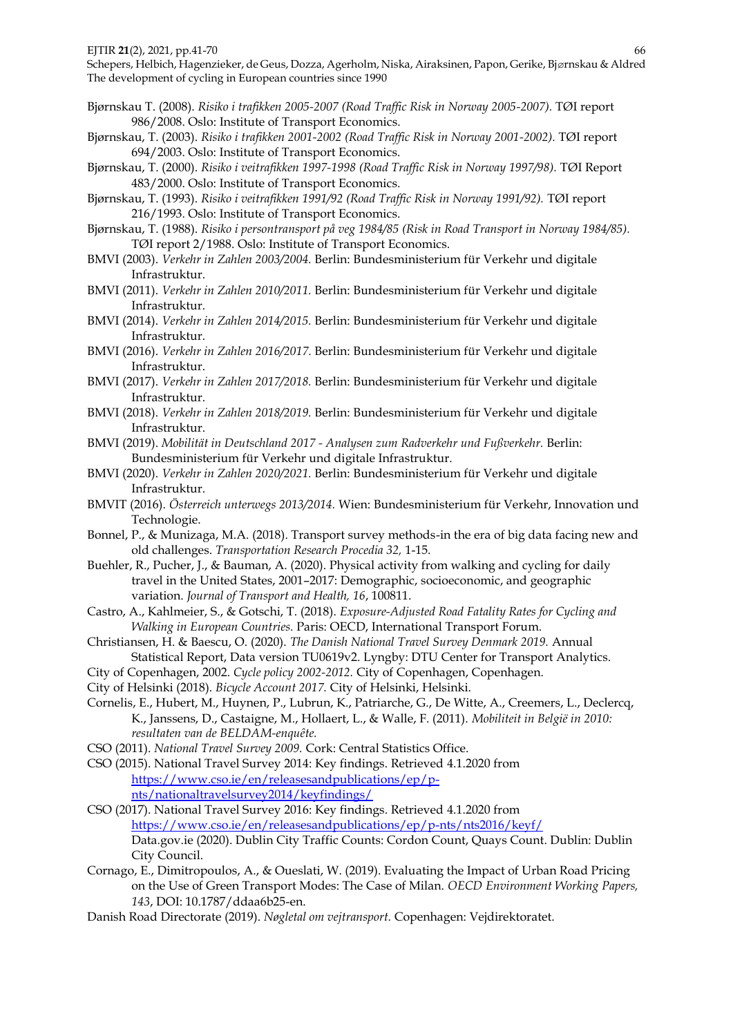Bjørnskau T. (2008). *Risiko i trafikken 2005-2007 (Road Traffic Risk in Norway 2005-2007).* TØI report 986/2008. Oslo: Institute of Transport Economics.

Bjørnskau, T. (2003). *Risiko i trafikken 2001-2002 (Road Traffic Risk in Norway 2001-2002).* TØI report 694/2003. Oslo: Institute of Transport Economics.

Bjørnskau, T. (2000). *Risiko i veitrafikken 1997-1998 (Road Traffic Risk in Norway 1997/98).* TØI Report 483/2000. Oslo: Institute of Transport Economics.

Bjørnskau, T. (1993). *Risiko i veitrafikken 1991/92 (Road Traffic Risk in Norway 1991/92).* TØI report 216/1993. Oslo: Institute of Transport Economics.

Bjørnskau, T. (1988). *Risiko i persontransport på veg 1984/85 (Risk in Road Transport in Norway 1984/85).* TØI report 2/1988. Oslo: Institute of Transport Economics.

BMVI (2003). *Verkehr in Zahlen 2003/2004.* Berlin: Bundesministerium für Verkehr und digitale Infrastruktur.

BMVI (2011). *Verkehr in Zahlen 2010/2011.* Berlin: Bundesministerium für Verkehr und digitale Infrastruktur.

BMVI (2014). *Verkehr in Zahlen 2014/2015.* Berlin: Bundesministerium für Verkehr und digitale Infrastruktur.

BMVI (2016). *Verkehr in Zahlen 2016/2017.* Berlin: Bundesministerium für Verkehr und digitale Infrastruktur.

BMVI (2017). *Verkehr in Zahlen 2017/2018.* Berlin: Bundesministerium für Verkehr und digitale Infrastruktur.

BMVI (2018). *Verkehr in Zahlen 2018/2019.* Berlin: Bundesministerium für Verkehr und digitale Infrastruktur.

BMVI (2019). *Mobilität in Deutschland 2017 - Analysen zum Radverkehr und Fußverkehr.* Berlin: Bundesministerium für Verkehr und digitale Infrastruktur.

BMVI (2020). *Verkehr in Zahlen 2020/2021.* Berlin: Bundesministerium für Verkehr und digitale Infrastruktur.

BMVIT (2016). *Österreich unterwegs 2013/2014.* Wien: Bundesministerium für Verkehr, Innovation und Technologie.

Bonnel, P., & Munizaga, M.A. (2018). Transport survey methods-in the era of big data facing new and old challenges. *Transportation Research Procedia 32,* 1-15.

Buehler, R., Pucher, J., & Bauman, A. (2020). Physical activity from walking and cycling for daily travel in the United States, 2001–2017: Demographic, socioeconomic, and geographic variation. *Journal of Transport and Health, 16*, 100811.

Castro, A., Kahlmeier, S., & Gotschi, T. (2018). *Exposure-Adjusted Road Fatality Rates for Cycling and Walking in European Countries.* Paris: OECD, International Transport Forum.

Christiansen, H. & Baescu, O. (2020). *The Danish National Travel Survey Denmark 2019.* Annual Statistical Report, Data version TU0619v2. Lyngby: DTU Center for Transport Analytics.

City of Copenhagen, 2002. *Cycle policy 2002-2012.* City of Copenhagen, Copenhagen.

City of Helsinki (2018). *Bicycle Account 2017.* City of Helsinki, Helsinki.

Cornelis, E., Hubert, M., Huynen, P., Lubrun, K., Patriarche, G., De Witte, A., Creemers, L., Declercq, K., Janssens, D., Castaigne, M., Hollaert, L., & Walle, F. (2011). *Mobiliteit in België in 2010: resultaten van de BELDAM-enquête.*

CSO (2011). *National Travel Survey 2009.* Cork: Central Statistics Office.

CSO (2015). National Travel Survey 2014: Key findings. Retrieved 4.1.2020 from https://www.cso.ie/en/releasesandpublications/ep/p-nts/nationaltravelsurvey2014/keyfindings/

CSO (2017). National Travel Survey 2016: Key findings. Retrieved 4.1.2020 from https://www.cso.ie/en/releasesandpublications/ep/p-nts/nts2016/keyf/

Data.gov.ie (2020). Dublin City Traffic Counts: Cordon Count, Quays Count. Dublin: Dublin City Council.

Cornago, E., Dimitropoulos, A., & Oueslati, W. (2019). Evaluating the Impact of Urban Road Pricing on the Use of Green Transport Modes: The Case of Milan. *OECD Environment Working Papers, 143*, DOI: 10.1787/ddaa6b25-en.

Danish Road Directorate (2019). *Nøgletal om vejtransport.* Copenhagen: Vejdirektoratet.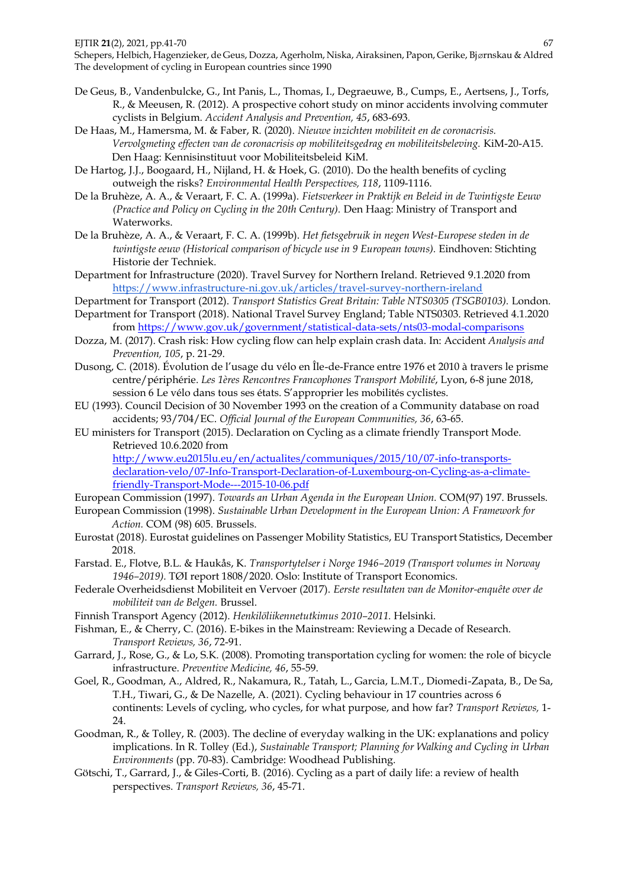De Geus, B., Vandenbulcke, G., Int Panis, L., Thomas, I., Degraeuwe, B., Cumps, E., Aertsens, J., Torfs, R., & Meeusen, R. (2012). A prospective cohort study on minor accidents involving commuter cyclists in Belgium. *Accident Analysis and Prevention, 45*, 683-693.

De Haas, M., Hamersma, M. & Faber, R. (2020). *Nieuwe inzichten mobiliteit en de coronacrisis. Vervolgmeting effecten van de coronacrisis op mobiliteitsgedrag en mobiliteitsbeleving.* KiM-20-A15. Den Haag: Kennisinstituut voor Mobiliteitsbeleid KiM.

De Hartog, J.J., Boogaard, H., Nijland, H. & Hoek, G. (2010). Do the health benefits of cycling outweigh the risks? *Environmental Health Perspectives, 118*, 1109-1116.

De la Bruhèze, A. A., & Veraart, F. C. A. (1999a). *Fietsverkeer in Praktijk en Beleid in de Twintigste Eeuw (Practice and Policy on Cycling in the 20th Century).* Den Haag: Ministry of Transport and Waterworks.

De la Bruhèze, A. A., & Veraart, F. C. A. (1999b). *Het fietsgebruik in negen West-Europese steden in de twintigste eeuw (Historical comparison of bicycle use in 9 European towns).* Eindhoven: Stichting Historie der Techniek.

Department for Infrastructure (2020). Travel Survey for Northern Ireland. Retrieved 9.1.2020 from https://www.infrastructure-ni.gov.uk/articles/travel-survey-northern-ireland

Department for Transport (2012). *Transport Statistics Great Britain: Table NTS0305 (TSGB0103).* London.

Department for Transport (2018). National Travel Survey England; Table NTS0303. Retrieved 4.1.2020 from https://www.gov.uk/government/statistical-data-sets/nts03-modal-comparisons

Dozza, M. (2017). Crash risk: How cycling flow can help explain crash data. In: Accident *Analysis and Prevention, 105*, p. 21-29.

Dusong, C. (2018). Évolution de l'usage du vélo en Île-de-France entre 1976 et 2010 à travers le prisme centre/périphérie. *Les 1ères Rencontres Francophones Transport Mobilité*, Lyon, 6-8 june 2018, session 6 Le vélo dans tous ses états. S'approprier les mobilités cyclistes.

EU (1993). Council Decision of 30 November 1993 on the creation of a Community database on road accidents; 93/704/EC. *Official Journal of the European Communities, 36*, 63-65.

EU ministers for Transport (2015). Declaration on Cycling as a climate friendly Transport Mode. Retrieved 10.6.2020 from http://www.eu2015lu.eu/en/actualites/communiques/2015/10/07-info-transports-declaration-velo/07-Info-Transport-Declaration-of-Luxembourg-on-Cycling-as-a-climate-friendly-Transport-Mode---2015-10-06.pdf

European Commission (1997). *Towards an Urban Agenda in the European Union.* COM(97) 197. Brussels.

European Commission (1998). *Sustainable Urban Development in the European Union: A Framework for Action.* COM (98) 605. Brussels.

Eurostat (2018). Eurostat guidelines on Passenger Mobility Statistics, EU Transport Statistics, December 2018.

Farstad. E., Flotve, B.L. & Haukås, K. *Transportytelser i Norge 1946–2019 (Transport volumes in Norway 1946–2019).* TØI report 1808/2020. Oslo: Institute of Transport Economics.

Federale Overheidsdienst Mobiliteit en Vervoer (2017). *Eerste resultaten van de Monitor-enquête over de mobiliteit van de Belgen.* Brussel.

Finnish Transport Agency (2012). *Henkilöliikennetutkimus 2010–2011.* Helsinki.

Fishman, E., & Cherry, C. (2016). E-bikes in the Mainstream: Reviewing a Decade of Research. *Transport Reviews, 36*, 72-91.

Garrard, J., Rose, G., & Lo, S.K. (2008). Promoting transportation cycling for women: the role of bicycle infrastructure. *Preventive Medicine, 46*, 55-59.

Goel, R., Goodman, A., Aldred, R., Nakamura, R., Tatah, L., Garcia, L.M.T., Diomedi-Zapata, B., De Sa, T.H., Tiwari, G., & De Nazelle, A. (2021). Cycling behaviour in 17 countries across 6 continents: Levels of cycling, who cycles, for what purpose, and how far? *Transport Reviews,* 1-24.

Goodman, R., & Tolley, R. (2003). The decline of everyday walking in the UK: explanations and policy implications. In R. Tolley (Ed.), *Sustainable Transport; Planning for Walking and Cycling in Urban Environments* (pp. 70-83). Cambridge: Woodhead Publishing.

Götschi, T., Garrard, J., & Giles-Corti, B. (2016). Cycling as a part of daily life: a review of health perspectives. *Transport Reviews, 36*, 45-71.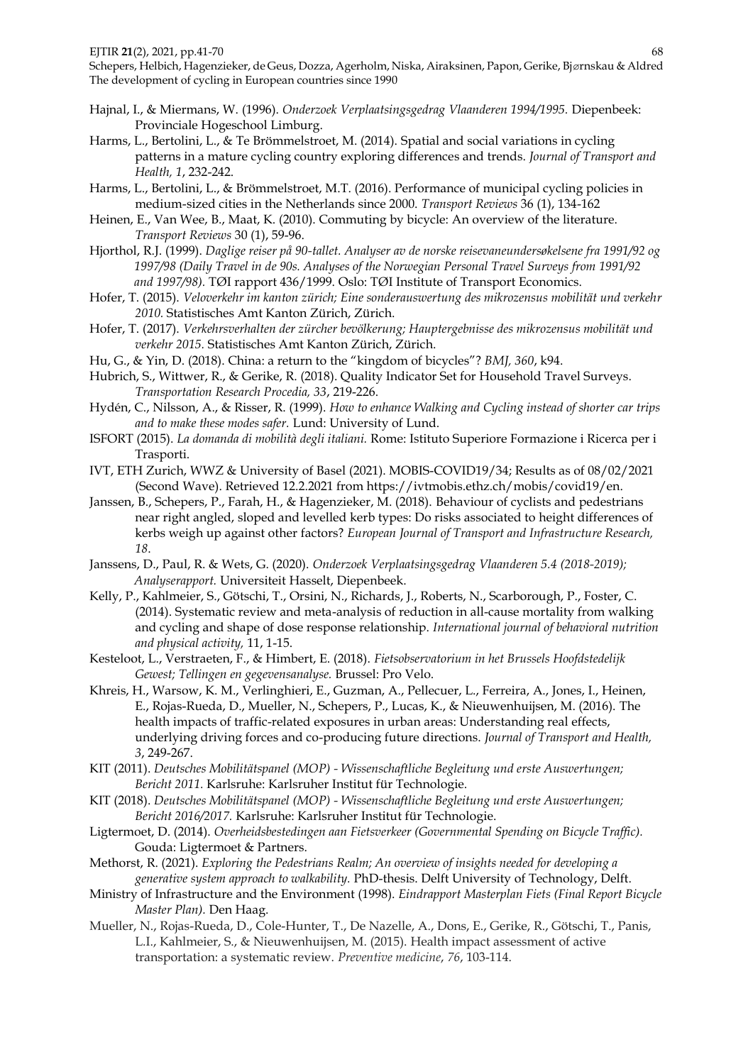Hajnal, I., & Miermans, W. (1996). *Onderzoek Verplaatsingsgedrag Vlaanderen 1994/1995.* Diepenbeek: Provinciale Hogeschool Limburg.

Harms, L., Bertolini, L., & Te Brömmelstroet, M. (2014). Spatial and social variations in cycling patterns in a mature cycling country exploring differences and trends. *Journal of Transport and Health, 1*, 232-242.

Harms, L., Bertolini, L., & Brömmelstroet, M.T. (2016). Performance of municipal cycling policies in medium-sized cities in the Netherlands since 2000. *Transport Reviews* 36 (1), 134-162

Heinen, E., Van Wee, B., Maat, K. (2010). Commuting by bicycle: An overview of the literature. *Transport Reviews* 30 (1), 59-96.

Hjorthol, R.J. (1999). *Daglige reiser på 90-tallet. Analyser av de norske reisevaneundersøkelsene fra 1991/92 og 1997/98 (Daily Travel in de 90s. Analyses of the Norwegian Personal Travel Surveys from 1991/92 and 1997/98).* TØI rapport 436/1999. Oslo: TØI Institute of Transport Economics.

Hofer, T. (2015). *Veloverkehr im kanton zürich; Eine sonderauswertung des mikrozensus mobilität und verkehr 2010.* Statistisches Amt Kanton Zürich, Zürich.

Hofer, T. (2017). *Verkehrsverhalten der zürcher bevölkerung; Hauptergebnisse des mikrozensus mobilität und verkehr 2015.* Statistisches Amt Kanton Zürich, Zürich.

Hu, G., & Yin, D. (2018). China: a return to the "kingdom of bicycles"? *BMJ, 360*, k94.

Hubrich, S., Wittwer, R., & Gerike, R. (2018). Quality Indicator Set for Household Travel Surveys. *Transportation Research Procedia, 33*, 219-226.

Hydén, C., Nilsson, A., & Risser, R. (1999). *How to enhance Walking and Cycling instead of shorter car trips and to make these modes safer.* Lund: University of Lund.

ISFORT (2015). *La domanda di mobilità degli italiani.* Rome: Istituto Superiore Formazione i Ricerca per i Trasporti.

IVT, ETH Zurich, WWZ & University of Basel (2021). MOBIS-COVID19/34; Results as of 08/02/2021 (Second Wave). Retrieved 12.2.2021 from https://ivtmobis.ethz.ch/mobis/covid19/en.

Janssen, B., Schepers, P., Farah, H., & Hagenzieker, M. (2018). Behaviour of cyclists and pedestrians near right angled, sloped and levelled kerb types: Do risks associated to height differences of kerbs weigh up against other factors? *European Journal of Transport and Infrastructure Research, 18*.

Janssens, D., Paul, R. & Wets, G. (2020). *Onderzoek Verplaatsingsgedrag Vlaanderen 5.4 (2018-2019); Analyserapport.* Universiteit Hasselt, Diepenbeek.

Kelly, P., Kahlmeier, S., Götschi, T., Orsini, N., Richards, J., Roberts, N., Scarborough, P., Foster, C. (2014). Systematic review and meta-analysis of reduction in all-cause mortality from walking and cycling and shape of dose response relationship. *International journal of behavioral nutrition and physical activity,* 11, 1-15.

Kesteloot, L., Verstraeten, F., & Himbert, E. (2018). *Fietsobservatorium in het Brussels Hoofdstedelijk Gewest; Tellingen en gegevensanalyse.* Brussel: Pro Velo.

Khreis, H., Warsow, K. M., Verlinghieri, E., Guzman, A., Pellecuer, L., Ferreira, A., Jones, I., Heinen, E., Rojas-Rueda, D., Mueller, N., Schepers, P., Lucas, K., & Nieuwenhuijsen, M. (2016). The health impacts of traffic-related exposures in urban areas: Understanding real effects, underlying driving forces and co-producing future directions. *Journal of Transport and Health, 3*, 249-267.

KIT (2011). *Deutsches Mobilitätspanel (MOP) - Wissenschaftliche Begleitung und erste Auswertungen; Bericht 2011.* Karlsruhe: Karlsruher Institut für Technologie.

KIT (2018). *Deutsches Mobilitätspanel (MOP) - Wissenschaftliche Begleitung und erste Auswertungen; Bericht 2016/2017.* Karlsruhe: Karlsruher Institut für Technologie.

Ligtermoet, D. (2014). *Overheidsbestedingen aan Fietsverkeer (Governmental Spending on Bicycle Traffic).* Gouda: Ligtermoet & Partners.

Methorst, R. (2021). *Exploring the Pedestrians Realm; An overview of insights needed for developing a generative system approach to walkability.* PhD-thesis. Delft University of Technology, Delft.

Ministry of Infrastructure and the Environment (1998). *Eindrapport Masterplan Fiets (Final Report Bicycle Master Plan).* Den Haag.

Mueller, N., Rojas-Rueda, D., Cole-Hunter, T., De Nazelle, A., Dons, E., Gerike, R., Götschi, T., Panis, L.I., Kahlmeier, S., & Nieuwenhuijsen, M. (2015). Health impact assessment of active transportation: a systematic review. *Preventive medicine*, *76*, 103-114.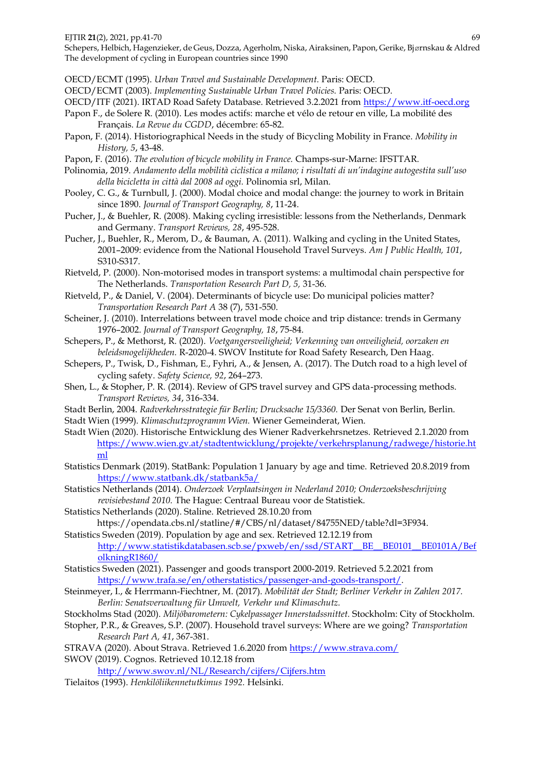OECD/ECMT (1995). *Urban Travel and Sustainable Development.* Paris: OECD.

OECD/ECMT (2003). *Implementing Sustainable Urban Travel Policies.* Paris: OECD.

OECD/ITF (2021). IRTAD Road Safety Database. Retrieved 3.2.2021 from https://www.itf-oecd.org

Papon F., de Solere R. (2010). Les modes actifs: marche et vélo de retour en ville, La mobilité des Français. *La Revue du CGDD*, décembre: 65-82.

Papon, F. (2014). Historiographical Needs in the study of Bicycling Mobility in France. *Mobility in History, 5*, 43-48.

Papon, F. (2016). *The evolution of bicycle mobility in France.* Champs-sur-Marne: IFSTTAR.

Polinomia, 2019. *Andamento della mobilità ciclistica a milano; i risultati di un'indagine autogestita sull'uso della bicicletta in città dal 2008 ad oggi.* Polinomia srl, Milan.

Pooley, C. G., & Turnbull, J. (2000). Modal choice and modal change: the journey to work in Britain since 1890. *Journal of Transport Geography, 8*, 11-24.

Pucher, J., & Buehler, R. (2008). Making cycling irresistible: lessons from the Netherlands, Denmark and Germany. *Transport Reviews, 28*, 495-528.

Pucher, J., Buehler, R., Merom, D., & Bauman, A. (2011). Walking and cycling in the United States, 2001–2009: evidence from the National Household Travel Surveys. *Am J Public Health, 101*, S310-S317.

Rietveld, P. (2000). Non-motorised modes in transport systems: a multimodal chain perspective for The Netherlands. *Transportation Research Part D, 5,* 31-36.

Rietveld, P., & Daniel, V. (2004). Determinants of bicycle use: Do municipal policies matter? *Transportation Research Part A* 38 (7), 531-550.

Scheiner, J. (2010). Interrelations between travel mode choice and trip distance: trends in Germany 1976–2002. *Journal of Transport Geography, 18*, 75-84.

Schepers, P., & Methorst, R. (2020). *Voetgangersveiligheid; Verkenning van onveiligheid, oorzaken en beleidsmogelijkheden.* R-2020-4. SWOV Institute for Road Safety Research, Den Haag.

Schepers, P., Twisk, D., Fishman, E., Fyhri, A., & Jensen, A. (2017). The Dutch road to a high level of cycling safety. *Safety Science, 92*, 264–273.

Shen, L., & Stopher, P. R. (2014). Review of GPS travel survey and GPS data-processing methods. *Transport Reviews, 34*, 316-334.

Stadt Berlin, 2004. *Radverkehrsstrategie für Berlin; Drucksache 15/3360.* Der Senat von Berlin, Berlin.

Stadt Wien (1999). *Klimaschutzprogramm Wien.* Wiener Gemeinderat, Wien.

Stadt Wien (2020). Historische Entwicklung des Wiener Radverkehrsnetzes. Retrieved 2.1.2020 from https://www.wien.gv.at/stadtentwicklung/projekte/verkehrsplanung/radwege/historie.html

Statistics Denmark (2019). StatBank: Population 1 January by age and time. Retrieved 20.8.2019 from https://www.statbank.dk/statbank5a/

Statistics Netherlands (2014). *Onderzoek Verplaatsingen in Nederland 2010; Onderzoeksbeschrijving revisiebestand 2010.* The Hague: Centraal Bureau voor de Statistiek.

Statistics Netherlands (2020). Staline. Retrieved 28.10.20 from https://opendata.cbs.nl/statline/#/CBS/nl/dataset/84755NED/table?dl=3F934.

Statistics Sweden (2019). Population by age and sex. Retrieved 12.12.19 from http://www.statistikdatabasen.scb.se/pxweb/en/ssd/START__BE__BE0101__BE0101A/BefolkningR1860/

Statistics Sweden (2021). Passenger and goods transport 2000-2019. Retrieved 5.2.2021 from https://www.trafa.se/en/otherstatistics/passenger-and-goods-transport/.

Steinmeyer, I., & Herrmann-Fiechtner, M. (2017). *Mobilität der Stadt; Berliner Verkehr in Zahlen 2017. Berlin: Senatsverwaltung für Umwelt, Verkehr und Klimaschutz.*

Stockholms Stad (2020). *Miljöbarometern: Cykelpassager Innerstadssnittet.* Stockholm: City of Stockholm.

Stopher, P.R., & Greaves, S.P. (2007). Household travel surveys: Where are we going? *Transportation Research Part A, 41*, 367-381.

STRAVA (2020). About Strava. Retrieved 1.6.2020 from https://www.strava.com/

SWOV (2019). Cognos. Retrieved 10.12.18 from http://www.swov.nl/NL/Research/cijfers/Cijfers.htm

Tielaitos (1993). *Henkilöliikennetutkimus 1992.* Helsinki.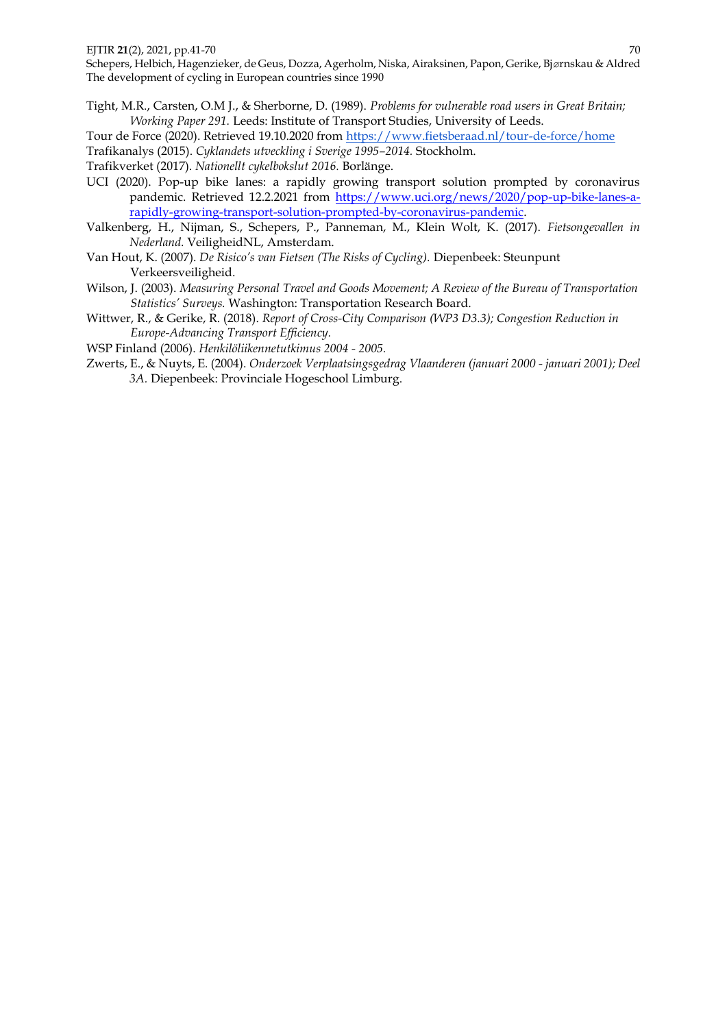Tight, M.R., Carsten, O.M J., & Sherborne, D. (1989). *Problems for vulnerable road users in Great Britain; Working Paper 291.* Leeds: Institute of Transport Studies, University of Leeds.

Tour de Force (2020). Retrieved 19.10.2020 from https://www.fietsberaad.nl/tour-de-force/home

Trafikanalys (2015). *Cyklandets utveckling i Sverige 1995–2014.* Stockholm.

Trafikverket (2017). *Nationellt cykelbokslut 2016.* Borlänge.

UCI (2020). Pop-up bike lanes: a rapidly growing transport solution prompted by coronavirus pandemic. Retrieved 12.2.2021 from https://www.uci.org/news/2020/pop-up-bike-lanes-a-rapidly-growing-transport-solution-prompted-by-coronavirus-pandemic.

Valkenberg, H., Nijman, S., Schepers, P., Panneman, M., Klein Wolt, K. (2017). *Fietsongevallen in Nederland.* VeiligheidNL, Amsterdam.

Van Hout, K. (2007). *De Risico's van Fietsen (The Risks of Cycling).* Diepenbeek: Steunpunt Verkeersveiligheid.

Wilson, J. (2003). *Measuring Personal Travel and Goods Movement; A Review of the Bureau of Transportation Statistics' Surveys.* Washington: Transportation Research Board.

Wittwer, R., & Gerike, R. (2018). *Report of Cross-City Comparison (WP3 D3.3); Congestion Reduction in Europe-Advancing Transport Efficiency.*

WSP Finland (2006). *Henkilöliikennetutkimus 2004 - 2005.*

Zwerts, E., & Nuyts, E. (2004). *Onderzoek Verplaatsingsgedrag Vlaanderen (januari 2000 - januari 2001); Deel 3A.* Diepenbeek: Provinciale Hogeschool Limburg.